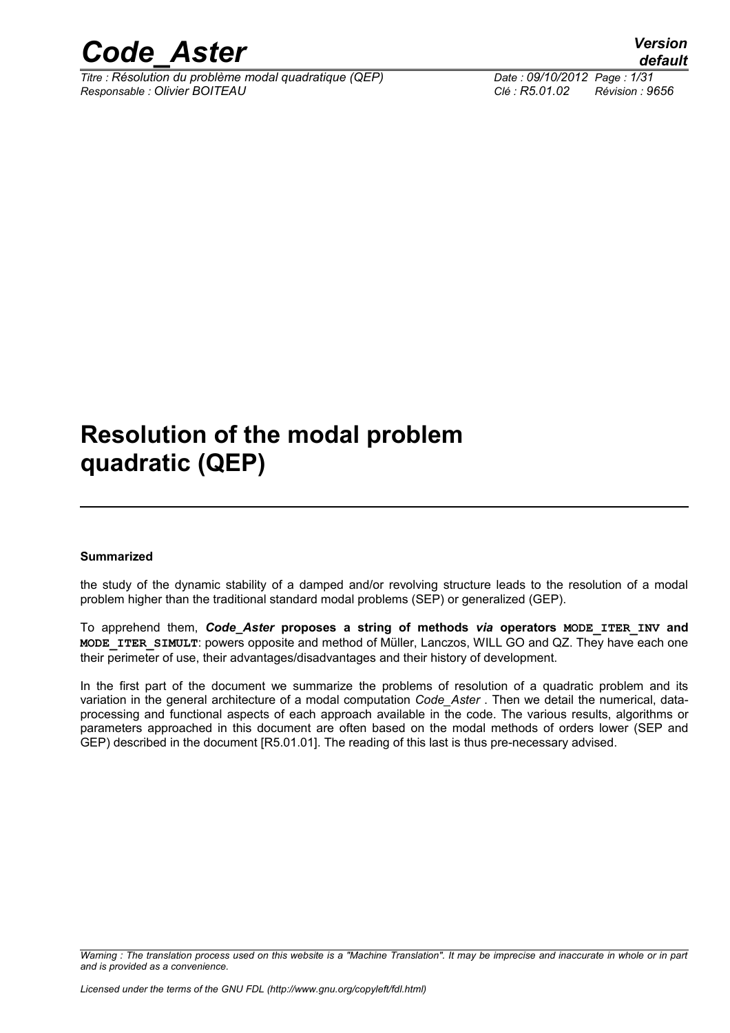# Resolution of the modal problem quadratic (QEP)

**Summarized**

the study of the dynamic stability of a damped and/or revolving structure leads to the resolution of a modal problem higher than the traditional standard modal problems (SEP) or generalized (GEP).

To apprehend them, ***Code_Aster*** **proposes a string of methods *via* operators `MODE_ITER_INV` and `MODE_ITER_SIMULT`**: powers opposite and method of Müller, Lanczos, WILL GO and QZ. They have each one their perimeter of use, their advantages/disadvantages and their history of development.

In the first part of the document we summarize the problems of resolution of a quadratic problem and its variation in the general architecture of a modal computation *Code_Aster* . Then we detail the numerical, data-processing and functional aspects of each approach available in the code. The various results, algorithms or parameters approached in this document are often based on the modal methods of orders lower (SEP and GEP) described in the document [R5.01.01]. The reading of this last is thus pre-necessary advised.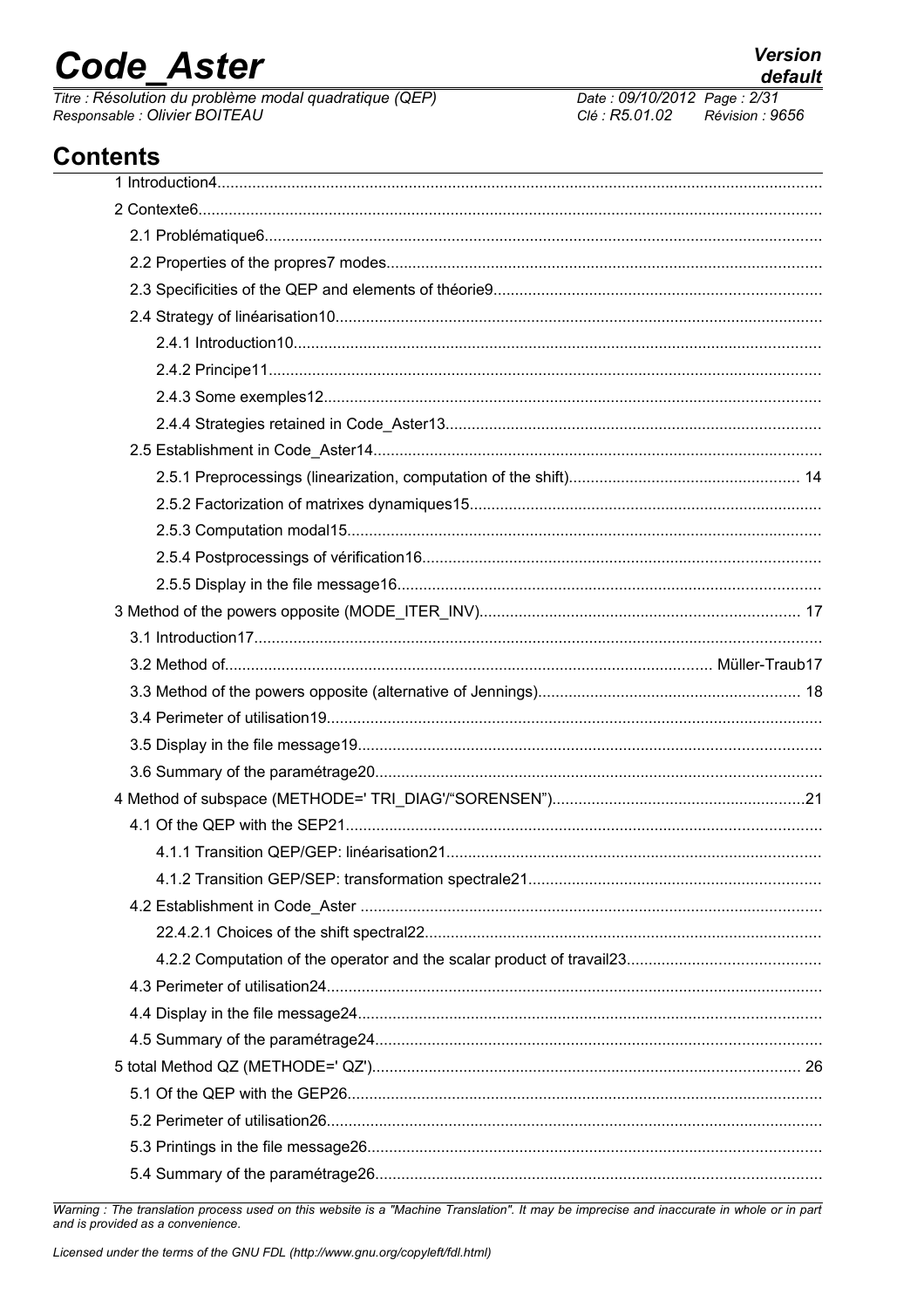## Contents

1 Introduction4

2 Contexte6

2.1 Problématique6

2.2 Properties of the propres7 modes

2.3 Specificities of the QEP and elements of théorie9

2.4 Strategy of linéarisation10

2.4.1 Introduction10

2.4.2 Principe11

2.4.3 Some exemples12

2.4.4 Strategies retained in Code_Aster13

2.5 Establishment in Code_Aster14

2.5.1 Preprocessings (linearization, computation of the shift) 14

2.5.2 Factorization of matrixes dynamiques15

2.5.3 Computation modal15

2.5.4 Postprocessings of vérification16

2.5.5 Display in the file message16

3 Method of the powers opposite (MODE_ITER_INV) 17

3.1 Introduction17

3.2 Method of Müller-Traub17

3.3 Method of the powers opposite (alternative of Jennings) 18

3.4 Perimeter of utilisation19

3.5 Display in the file message19

3.6 Summary of the paramétrage20

4 Method of subspace (METHODE=' TRI_DIAG'/“SORENSEN”) 21

4.1 Of the QEP with the SEP21

4.1.1 Transition QEP/GEP: linéarisation21

4.1.2 Transition GEP/SEP: transformation spectrale21

4.2 Establishment in Code_Aster

22.4.2.1 Choices of the shift spectral22

4.2.2 Computation of the operator and the scalar product of travail23

4.3 Perimeter of utilisation24

4.4 Display in the file message24

4.5 Summary of the paramétrage24

5 total Method QZ (METHODE=' QZ') 26

5.1 Of the QEP with the GEP26

5.2 Perimeter of utilisation26

5.3 Printings in the file message26

5.4 Summary of the paramétrage26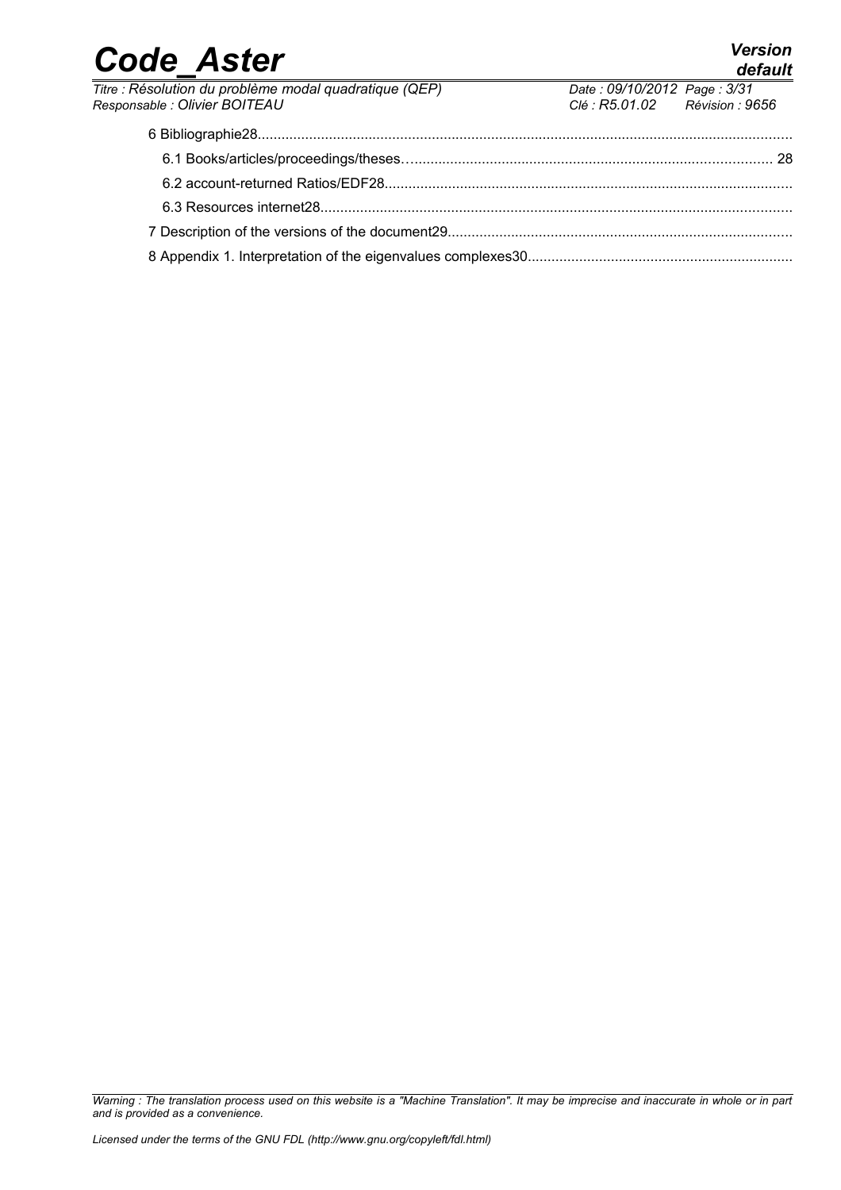6 Bibliographie28

6.1 Books/articles/proceedings/theses... 28

6.2 account-returned Ratios/EDF28

6.3 Resources internet28

7 Description of the versions of the document29

8 Appendix 1. Interpretation of the eigenvalues complexes30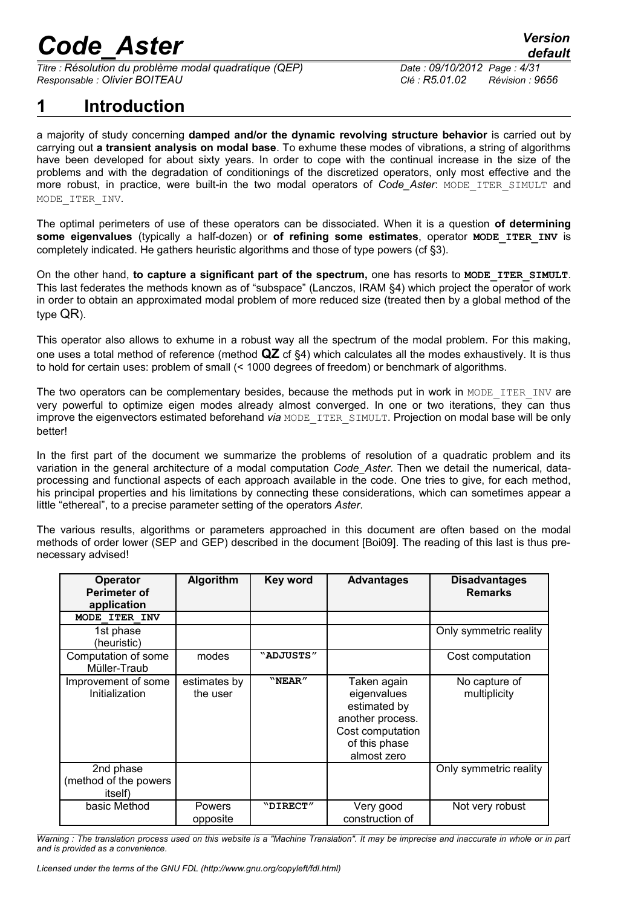# 1 Introduction

a majority of study concerning **damped and/or the dynamic revolving structure behavior** is carried out by carrying out **a transient analysis on modal base**. To exhume these modes of vibrations, a string of algorithms have been developed for about sixty years. In order to cope with the continual increase in the size of the problems and with the degradation of conditionings of the discretized operators, only most effective and the more robust, in practice, were built-in the two modal operators of *Code_Aster*: MODE_ITER_SIMULT and MODE_ITER_INV.

The optimal perimeters of use of these operators can be dissociated. When it is a question **of determining some eigenvalues** (typically a half-dozen) or **of refining some estimates**, operator **MODE_ITER_INV** is completely indicated. He gathers heuristic algorithms and those of type powers (cf §3).

On the other hand, **to capture a significant part of the spectrum,** one has resorts to **MODE_ITER_SIMULT**. This last federates the methods known as of "subspace" (Lanczos, IRAM §4) which project the operator of work in order to obtain an approximated modal problem of more reduced size (treated then by a global method of the type QR).

This operator also allows to exhume in a robust way all the spectrum of the modal problem. For this making, one uses a total method of reference (method **QZ** cf §4) which calculates all the modes exhaustively. It is thus to hold for certain uses: problem of small (< 1000 degrees of freedom) or benchmark of algorithms.

The two operators can be complementary besides, because the methods put in work in MODE_ITER_INV are very powerful to optimize eigen modes already almost converged. In one or two iterations, they can thus improve the eigenvectors estimated beforehand *via* MODE_ITER_SIMULT. Projection on modal base will be only better!

In the first part of the document we summarize the problems of resolution of a quadratic problem and its variation in the general architecture of a modal computation *Code_Aster*. Then we detail the numerical, data-processing and functional aspects of each approach available in the code. One tries to give, for each method, his principal properties and his limitations by connecting these considerations, which can sometimes appear a little "ethereal", to a precise parameter setting of the operators *Aster*.

The various results, algorithms or parameters approached in this document are often based on the modal methods of order lower (SEP and GEP) described in the document [Boi09]. The reading of this last is thus pre-necessary advised!

| Operator Perimeter of application | Algorithm | Key word | Advantages | Disadvantages Remarks |
|---|---|---|---|---|
| **MODE_ITER_INV** | | | | |
| 1st phase (heuristic) | | | | Only symmetric reality |
| Computation of some Müller-Traub | modes | **"ADJUSTS"** | | Cost computation |
| Improvement of some Initialization | estimates by the user | **"NEAR"** | Taken again eigenvalues estimated by another process. Cost computation of this phase almost zero | No capture of multiplicity |
| 2nd phase (method of the powers itself) | | | | Only symmetric reality |
| basic Method | Powers opposite | **"DIRECT"** | Very good construction of | Not very robust |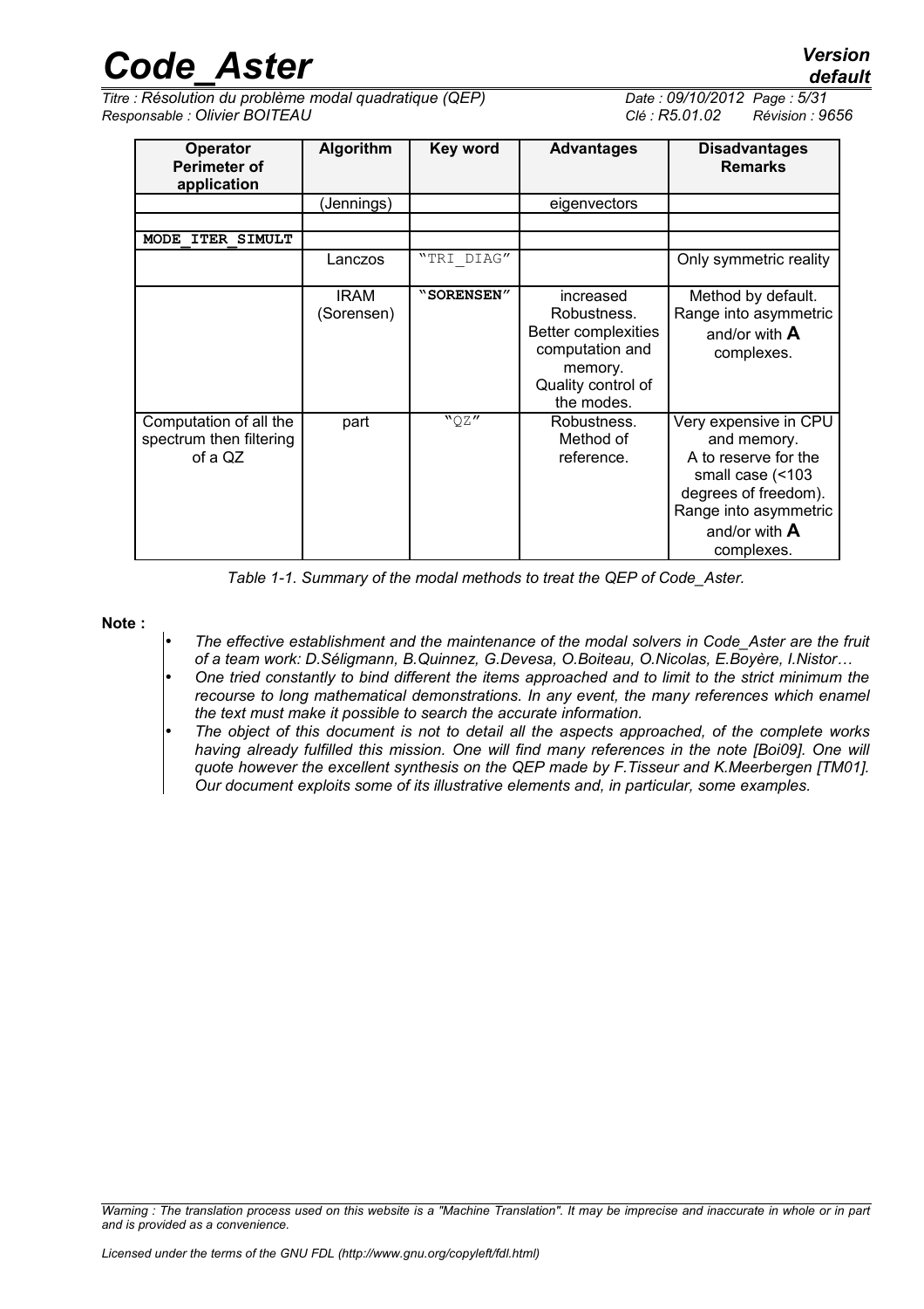| Operator Perimeter of application | Algorithm | Key word | Advantages | Disadvantages Remarks |
|---|---|---|---|---|
| | (Jennings) | | eigenvectors | |
| | | | | |
| **MODE_ITER_SIMULT** | | | | |
| | Lanczos | "TRI_DIAG" | | Only symmetric reality |
| | IRAM (Sorensen) | **"SORENSEN"** | increased Robustness. Better complexities computation and memory. Quality control of the modes. | Method by default. Range into asymmetric and/or with **A** complexes. |
| Computation of all the spectrum then filtering of a QZ | part | "QZ" | Robustness. Method of reference. | Very expensive in CPU and memory. A to reserve for the small case (<103 degrees of freedom). Range into asymmetric and/or with **A** complexes. |

*Table 1-1. Summary of the modal methods to treat the QEP of Code_Aster.*

**Note :**

- *The effective establishment and the maintenance of the modal solvers in Code_Aster are the fruit of a team work: D.Séligmann, B.Quinnez, G.Devesa, O.Boiteau, O.Nicolas, E.Boyère, I.Nistor…*
- *One tried constantly to bind different the items approached and to limit to the strict minimum the recourse to long mathematical demonstrations. In any event, the many references which enamel the text must make it possible to search the accurate information.*
- *The object of this document is not to detail all the aspects approached, of the complete works having already fulfilled this mission. One will find many references in the note [Boi09]. One will quote however the excellent synthesis on the QEP made by F.Tisseur and K.Meerbergen [TM01]. Our document exploits some of its illustrative elements and, in particular, some examples.*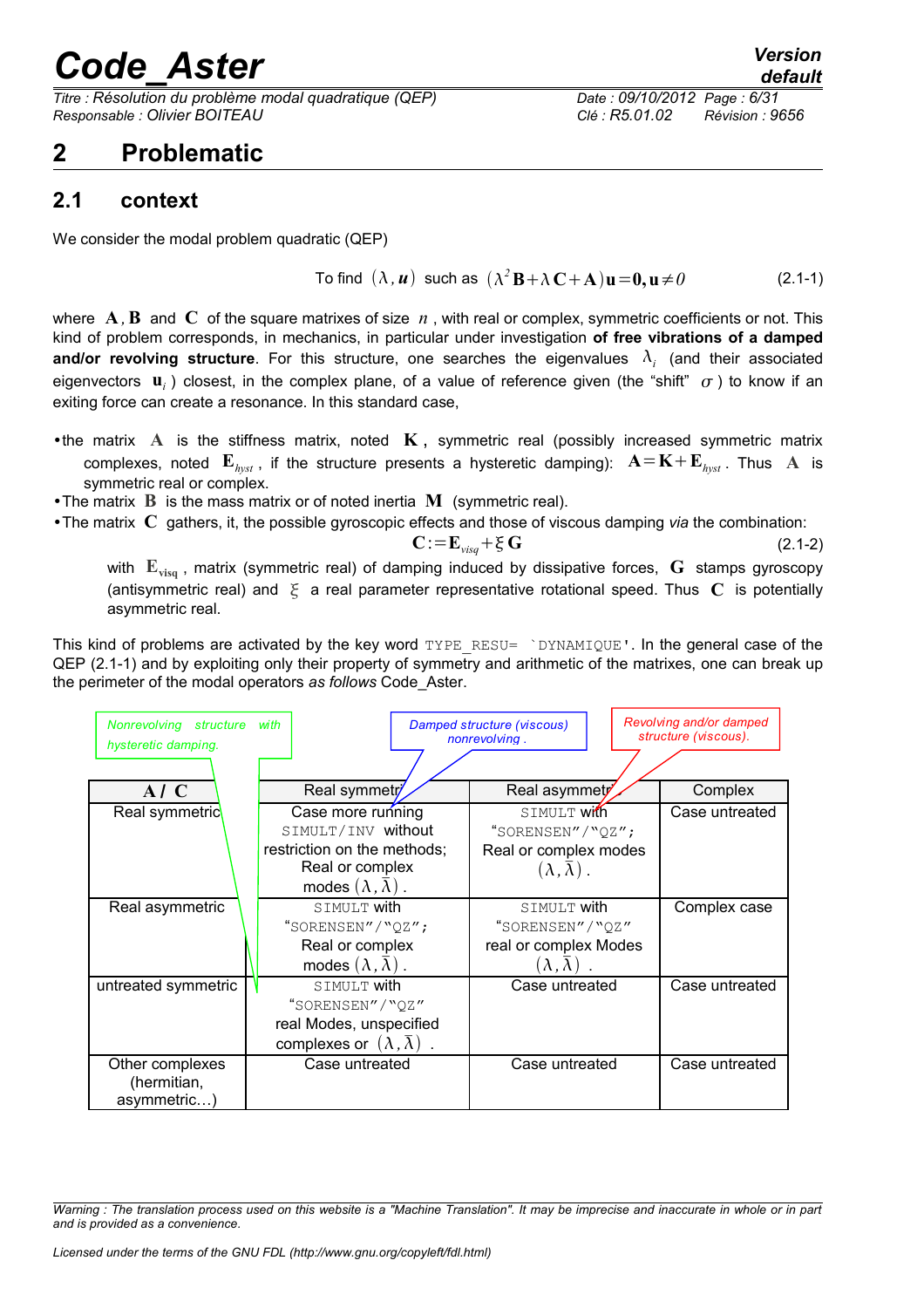# 2 Problematic

## 2.1 context

We consider the modal problem quadratic (QEP)

$$\text{To find } (\lambda, \mathbf{u}) \text{ such as } (\lambda^2 \mathbf{B} + \lambda \mathbf{C} + \mathbf{A})\mathbf{u} = \mathbf{0}, \mathbf{u} \neq 0 \tag{2.1-1}$$

where $\mathbf{A}$, $\mathbf{B}$ and $\mathbf{C}$ of the square matrixes of size $n$, with real or complex, symmetric coefficients or not. This kind of problem corresponds, in mechanics, in particular under investigation **of free vibrations of a damped and/or revolving structure**. For this structure, one searches the eigenvalues $\lambda_i$ (and their associated eigenvectors $\mathbf{u}_i$) closest, in the complex plane, of a value of reference given (the "shift" $\sigma$) to know if an exiting force can create a resonance. In this standard case,

- the matrix $\mathbf{A}$ is the stiffness matrix, noted $\mathbf{K}$, symmetric real (possibly increased symmetric matrix complexes, noted $\mathbf{E}_{hyst}$, if the structure presents a hysteretic damping): $\mathbf{A} = \mathbf{K} + \mathbf{E}_{hyst}$. Thus $\mathbf{A}$ is symmetric real or complex.
- The matrix $\mathbf{B}$ is the mass matrix or of noted inertia $\mathbf{M}$ (symmetric real).
- The matrix $\mathbf{C}$ gathers, it, the possible gyroscopic effects and those of viscous damping *via* the combination:

$$\mathbf{C} := \mathbf{E}_{visq} + \xi \mathbf{G} \tag{2.1-2}$$

  with $\mathbf{E}_{\mathbf{visq}}$, matrix (symmetric real) of damping induced by dissipative forces, $\mathbf{G}$ stamps gyroscopy (antisymmetric real) and $\xi$ a real parameter representative rotational speed. Thus $\mathbf{C}$ is potentially asymmetric real.

This kind of problems are activated by the key word `TYPE_RESU= 'DYNAMIQUE'`. In the general case of the QEP (2.1-1) and by exploiting only their property of symmetry and arithmetic of the matrixes, one can break up the perimeter of the modal operators *as follows* Code_Aster.

*Nonrevolving structure with hysteretic damping.* — *Damped structure (viscous) nonrevolving.* — *Revolving and/or damped structure (viscous).*

| **A / C** | Real symmetric | Real asymmetric | Complex |
|---|---|---|---|
| Real symmetric | Case more running `SIMULT/INV` without restriction on the methods; Real or complex modes $(\lambda, \bar{\lambda})$. | `SIMULT` with "`SORENSEN`"/"`QZ`"; Real or complex modes $(\lambda, \bar{\lambda})$. | Case untreated |
| Real asymmetric | `SIMULT` with "`SORENSEN`"/"`QZ`"; Real or complex modes $(\lambda, \bar{\lambda})$. | `SIMULT` with "`SORENSEN`"/"`QZ`" real or complex Modes $(\lambda, \bar{\lambda})$. | Complex case |
| untreated symmetric | `SIMULT` with "`SORENSEN`"/"`QZ`" real Modes, unspecified complexes or $(\lambda, \bar{\lambda})$. | Case untreated | Case untreated |
| Other complexes (hermitian, asymmetric…) | Case untreated | Case untreated | Case untreated |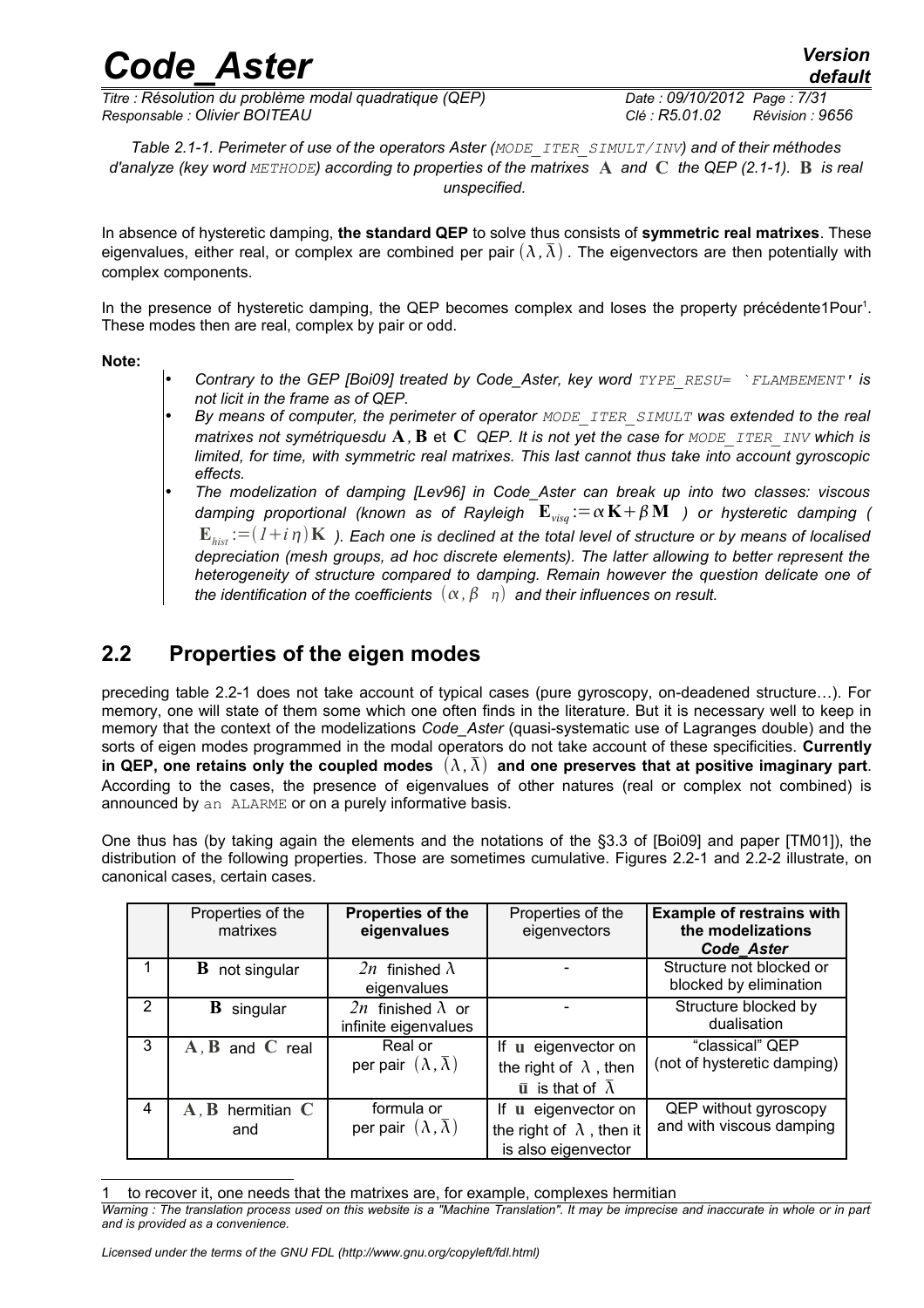*Table 2.1-1. Perimeter of use of the operators Aster (`MODE_ITER_SIMULT/INV`) and of their méthodes d'analyze (key word `METHODE`) according to properties of the matrixes $\mathbf{A}$ and $\mathbf{C}$ the QEP (2.1-1). $\mathbf{B}$ is real unspecified.*

In absence of hysteretic damping, **the standard QEP** to solve thus consists of **symmetric real matrixes**. These eigenvalues, either real, or complex are combined per pair $(\lambda, \bar{\lambda})$. The eigenvectors are then potentially with complex components.

In the presence of hysteretic damping, the QEP becomes complex and loses the property précédente1Pour[1]. These modes then are real, complex by pair or odd.

**Note:**

- *Contrary to the GEP [Boi09] treated by Code_Aster, key word `TYPE_RESU= 'FLAMBEMENT'` is not licit in the frame as of QEP.*
- *By means of computer, the perimeter of operator `MODE_ITER_SIMULT` was extended to the real matrixes not symétriquesdu $\mathbf{A}$, $\mathbf{B}$ et $\mathbf{C}$ QEP. It is not yet the case for `MODE_ITER_INV` which is limited, for time, with symmetric real matrixes. This last cannot thus take into account gyroscopic effects.*
- *The modelization of damping [Lev96] in Code_Aster can break up into two classes: viscous damping proportional (known as of Rayleigh $\mathbf{E}_{visq} := \alpha \mathbf{K} + \beta \mathbf{M}$ ) or hysteretic damping ( $\mathbf{E}_{hist} := (1 + i\eta)\mathbf{K}$ ). Each one is declined at the total level of structure or by means of localised depreciation (mesh groups, ad hoc discrete elements). The latter allowing to better represent the heterogeneity of structure compared to damping. Remain however the question delicate one of the identification of the coefficients $(\alpha, \beta \;\; \eta)$ and their influences on result.*

## 2.2 Properties of the eigen modes

preceding table 2.2-1 does not take account of typical cases (pure gyroscopy, on-deadened structure…). For memory, one will state of them some which one often finds in the literature. But it is necessary well to keep in memory that the context of the modelizations *Code_Aster* (quasi-systematic use of Lagranges double) and the sorts of eigen modes programmed in the modal operators do not take account of these specificities. **Currently in QEP, one retains only the coupled modes $(\lambda, \bar{\lambda})$ and one preserves that at positive imaginary part**. According to the cases, the presence of eigenvalues of other natures (real or complex not combined) is announced by an ALARME or on a purely informative basis.

One thus has (by taking again the elements and the notations of the §3.3 of [Boi09] and paper [TM01]), the distribution of the following properties. Those are sometimes cumulative. Figures 2.2-1 and 2.2-2 illustrate, on canonical cases, certain cases.

| | Properties of the matrixes | **Properties of the eigenvalues** | Properties of the eigenvectors | **Example of restrains with the modelizations *Code_Aster*** |
|---|---|---|---|---|
| 1 | $\mathbf{B}$ not singular | $2n$ finished $\lambda$ eigenvalues | - | Structure not blocked or blocked by elimination |
| 2 | $\mathbf{B}$ singular | $2n$ finished $\lambda$ or infinite eigenvalues | - | Structure blocked by dualisation |
| 3 | $\mathbf{A}$, $\mathbf{B}$ and $\mathbf{C}$ real | Real or per pair $(\lambda, \bar{\lambda})$ | If $\mathbf{u}$ eigenvector on the right of $\lambda$, then $\bar{\mathbf{u}}$ is that of $\bar{\lambda}$ | "classical" QEP (not of hysteretic damping) |
| 4 | $\mathbf{A}$, $\mathbf{B}$ hermitian $\mathbf{C}$ and | formula or per pair $(\lambda, \bar{\lambda})$ | If $\mathbf{u}$ eigenvector on the right of $\lambda$, then it is also eigenvector | QEP without gyroscopy and with viscous damping |

[1] to recover it, one needs that the matrixes are, for example, complexes hermitian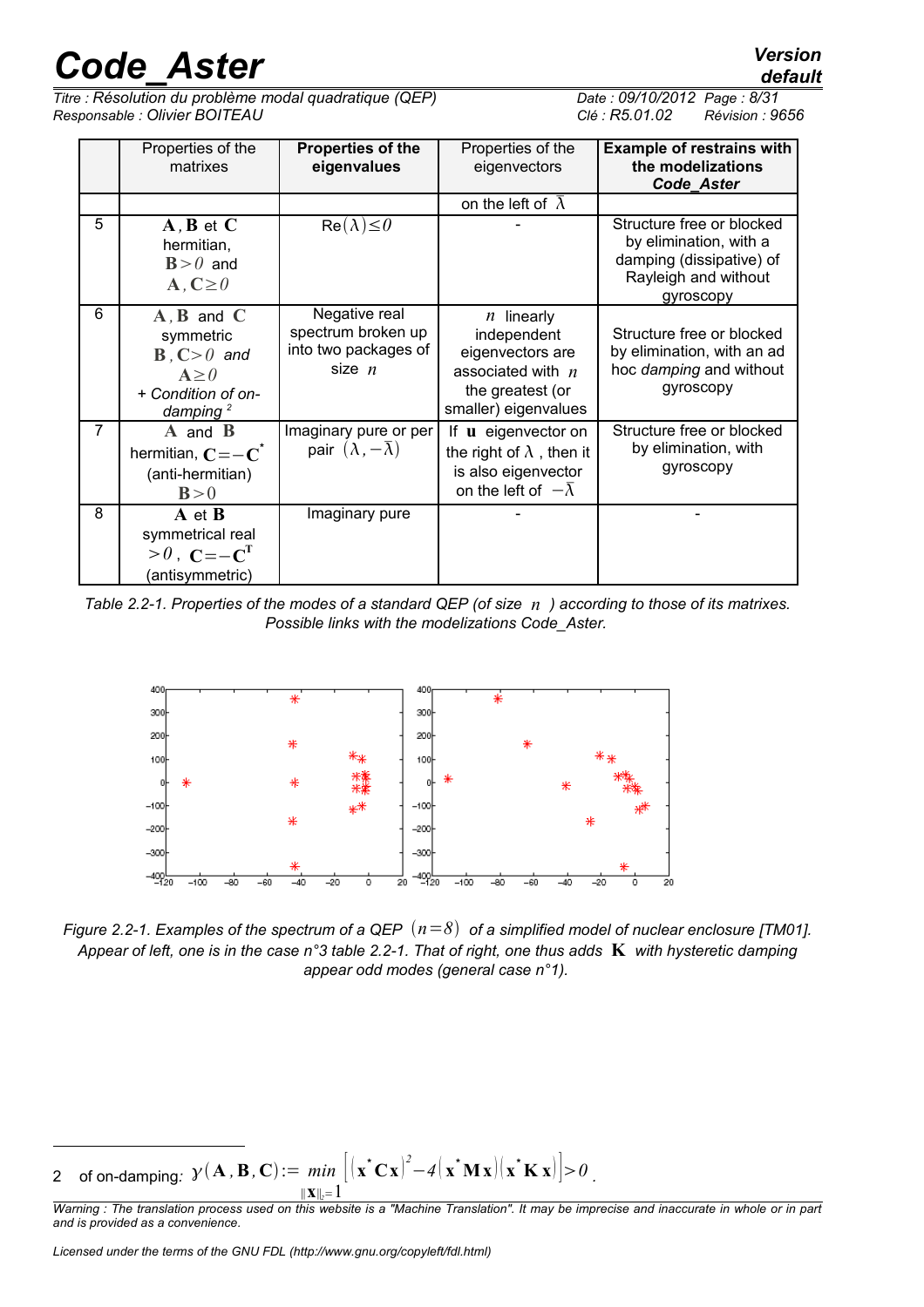| | Properties of the matrixes | **Properties of the eigenvalues** | Properties of the eigenvectors | **Example of restrains with the modelizations *Code_Aster*** |
|---|---|---|---|---|
| | | | on the left of $\bar{\lambda}$ | |
| 5 | $\mathbf{A}$, $\mathbf{B}$ et $\mathbf{C}$ hermitian, $\mathbf{B}>0$ and $\mathbf{A},\mathbf{C}\geq 0$ | $\mathrm{Re}(\lambda)\leq 0$ | - | Structure free or blocked by elimination, with a damping (dissipative) of Rayleigh and without gyroscopy |
| 6 | $\mathbf{A}$, $\mathbf{B}$ and $\mathbf{C}$ symmetric $\mathbf{B},\mathbf{C}>0$ *and* $\mathbf{A}\geq 0$ + *Condition of on-damping* [2] | Negative real spectrum broken up into two packages of size $n$ | $n$ linearly independent eigenvectors are associated with $n$ the greatest (or smaller) eigenvalues | Structure free or blocked by elimination, with an ad hoc *damping* and without gyroscopy |
| 7 | $\mathbf{A}$ and $\mathbf{B}$ hermitian, $\mathbf{C}=-\mathbf{C}^{*}$ (anti-hermitian) $\mathbf{B}>0$ | Imaginary pure or per pair $(\lambda,-\bar{\lambda})$ | If $\mathbf{u}$ eigenvector on the right of $\lambda$, then it is also eigenvector on the left of $-\bar{\lambda}$ | Structure free or blocked by elimination, with gyroscopy |
| 8 | $\mathbf{A}$ et $\mathbf{B}$ symmetrical real $>0$, $\mathbf{C}=-\mathbf{C}^{\mathrm{T}}$ (antisymmetric) | Imaginary pure | - | - |

*Table 2.2-1. Properties of the modes of a standard QEP (of size $n$ ) according to those of its matrixes. Possible links with the modelizations Code_Aster.*

*Figure 2.2-1. Examples of the spectrum of a QEP $(n=8)$ of a simplified model of nuclear enclosure [TM01]. Appear of left, one is in the case n°3 table 2.2-1. That of right, one thus adds $\mathbf{K}$ with hysteretic damping appear odd modes (general case n°1).*

---

2 of on-damping: $\gamma(\mathbf{A},\mathbf{B},\mathbf{C}):=\min_{\|\mathbf{x}\|_2=1}\left[\left(\mathbf{x}^{*}\mathbf{C}\mathbf{x}\right)^2-4\left(\mathbf{x}^{*}\mathbf{M}\mathbf{x}\right)\left(\mathbf{x}^{*}\mathbf{K}\mathbf{x}\right)\right]>0$.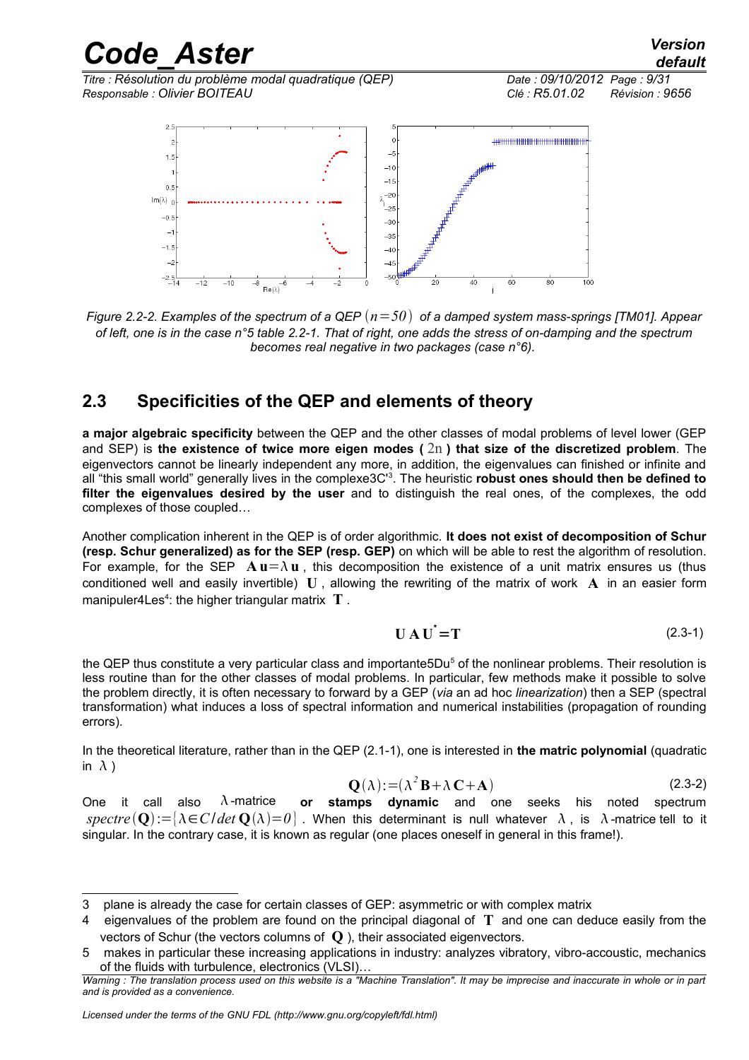Figure 2.2-2. Examples of the spectrum of a QEP $(n=50)$ of a damped system mass-springs [TM01]. Appear of left, one is in the case n°5 table 2.2-1. That of right, one adds the stress of on-damping and the spectrum becomes real negative in two packages (case n°6).

## 2.3 Specificities of the QEP and elements of theory

**a major algebraic specificity** between the QEP and the other classes of modal problems of level lower (GEP and SEP) is **the existence of twice more eigen modes ( $2n$ ) that size of the discretized problem**. The eigenvectors cannot be linearly independent any more, in addition, the eigenvalues can finished or infinite and all "this small world" generally lives in the complexe3C'[3]. The heuristic **robust ones should then be defined to filter the eigenvalues desired by the user** and to distinguish the real ones, of the complexes, the odd complexes of those coupled…

Another complication inherent in the QEP is of order algorithmic. **It does not exist of decomposition of Schur (resp. Schur generalized) as for the SEP (resp. GEP)** on which will be able to rest the algorithm of resolution. For example, for the SEP $\mathbf{A}\mathbf{u}=\lambda\mathbf{u}$, this decomposition the existence of a unit matrix ensures us (thus conditioned well and easily invertible) $\mathbf{U}$, allowing the rewriting of the matrix of work $\mathbf{A}$ in an easier form manipuler4Les[4]: the higher triangular matrix $\mathbf{T}$.

$$\mathbf{U}\,\mathbf{A}\,\mathbf{U}^{*}=\mathbf{T} \tag{2.3-1}$$

the QEP thus constitute a very particular class and importante5Du[5] of the nonlinear problems. Their resolution is less routine than for the other classes of modal problems. In particular, few methods make it possible to solve the problem directly, it is often necessary to forward by a GEP (*via* an ad hoc *linearization*) then a SEP (spectral transformation) what induces a loss of spectral information and numerical instabilities (propagation of rounding errors).

In the theoretical literature, rather than in the QEP (2.1-1), one is interested in **the matric polynomial** (quadratic in $\lambda$ )

$$\mathbf{Q}(\lambda):=(\lambda^{2}\mathbf{B}+\lambda\,\mathbf{C}+\mathbf{A}) \tag{2.3-2}$$

One it call also $\lambda$-matrice **or stamps dynamic** and one seeks his noted spectrum $spectre(\mathbf{Q}):=\{\lambda\in C/det\,\mathbf{Q}(\lambda)=0\}$. When this determinant is null whatever $\lambda$, is $\lambda$-matrice tell to it singular. In the contrary case, it is known as regular (one places oneself in general in this frame!).

---

3 plane is already the case for certain classes of GEP: asymmetric or with complex matrix

4 eigenvalues of the problem are found on the principal diagonal of $\mathbf{T}$ and one can deduce easily from the vectors of Schur (the vectors columns of $\mathbf{Q}$ ), their associated eigenvectors.

5 makes in particular these increasing applications in industry: analyzes vibratory, vibro-accoustic, mechanics of the fluids with turbulence, electronics (VLSI)…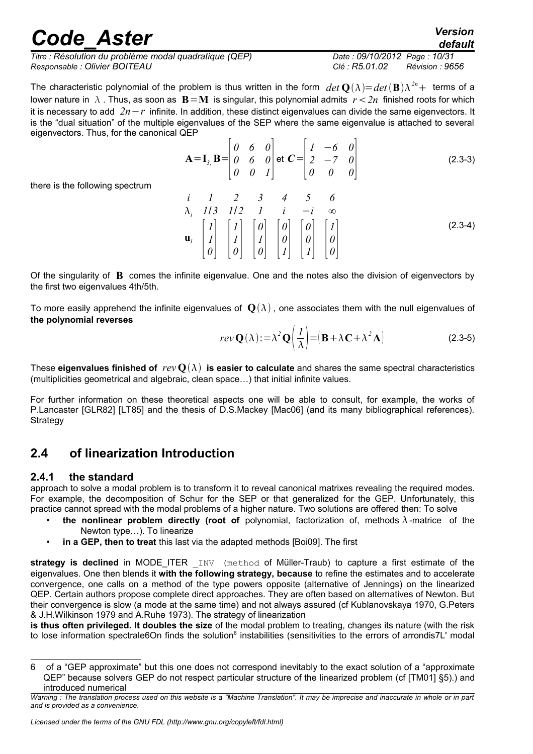The characteristic polynomial of the problem is thus written in the form $det\,\mathbf{Q}(\lambda)=det(\mathbf{B})\lambda^{2n}+$ terms of a lower nature in $\lambda$. Thus, as soon as $\mathbf{B}=\mathbf{M}$ is singular, this polynomial admits $r<2n$ finished roots for which it is necessary to add $2n-r$ infinite. In addition, these distinct eigenvalues can divide the same eigenvectors. It is the "dual situation" of the multiple eigenvalues of the SEP where the same eigenvalue is attached to several eigenvectors. Thus, for the canonical QEP

$$\mathbf{A}=\mathbf{I}_3,\ \mathbf{B}=\begin{bmatrix} 0 & 6 & 0 \\ 0 & 6 & 0 \\ 0 & 0 & 1 \end{bmatrix} \text{ et } \boldsymbol{C}=\begin{bmatrix} 1 & -6 & 0 \\ 2 & -7 & 0 \\ 0 & 0 & 0 \end{bmatrix} \tag{2.3-3}$$

there is the following spectrum

$$\begin{array}{ccccccc} i & 1 & 2 & 3 & 4 & 5 & 6 \\ \lambda_i & 1/3 & 1/2 & 1 & i & -i & \infty \\ \mathbf{u}_i & \begin{bmatrix} 1 \\ 1 \\ 0 \end{bmatrix} & \begin{bmatrix} 1 \\ 1 \\ 0 \end{bmatrix} & \begin{bmatrix} 0 \\ 1 \\ 0 \end{bmatrix} & \begin{bmatrix} 0 \\ 0 \\ 1 \end{bmatrix} & \begin{bmatrix} 0 \\ 0 \\ 1 \end{bmatrix} & \begin{bmatrix} 1 \\ 0 \\ 0 \end{bmatrix} \end{array} \tag{2.3-4}$$

Of the singularity of $\mathbf{B}$ comes the infinite eigenvalue. One and the notes also the division of eigenvectors by the first two eigenvalues 4th/5th.

To more easily apprehend the infinite eigenvalues of $\mathbf{Q}(\lambda)$, one associates them with the null eigenvalues of **the polynomial reverses**

$$rev\,\mathbf{Q}(\lambda):=\lambda^2\mathbf{Q}\left(\frac{1}{\lambda}\right)=\left(\mathbf{B}+\lambda\mathbf{C}+\lambda^2\mathbf{A}\right) \tag{2.3-5}$$

These **eigenvalues finished of** $rev\,\mathbf{Q}(\lambda)$ **is easier to calculate** and shares the same spectral characteristics (multiplicities geometrical and algebraic, clean space…) that initial infinite values.

For further information on these theoretical aspects one will be able to consult, for example, the works of P.Lancaster [GLR82] [LT85] and the thesis of D.S.Mackey [Mac06] (and its many bibliographical references). Strategy

## 2.4 of linearization Introduction

### 2.4.1 the standard

approach to solve a modal problem is to transform it to reveal canonical matrixes revealing the required modes. For example, the decomposition of Schur for the SEP or that generalized for the GEP. Unfortunately, this practice **cannot spread** with the modal problems of a higher nature. Two solutions are offered then: To solve

- **the nonlinear problem directly (root of** polynomial, factorization of, methods $\lambda$-matrice of the Newton type…). To linearize
- **in a GEP, then to treat** this last via the adapted methods [Boi09]. The first

**strategy is declined** in MODE_ITER _INV (method of Müller-Traub) to capture a first estimate of the eigenvalues. One then blends it **with the following strategy, because** to refine the estimates and to accelerate convergence, one calls on a method of the type powers opposite (alternative of Jennings) on the linearized QEP. Certain authors propose complete direct approaches. They are often based on alternatives of Newton. But their convergence is slow (a mode at the same time) and not always assured (cf Kublanovskaya 1970, G.Peters & J.H.Wilkinson 1979 and A.Ruhe 1973). The strategy of linearization

**is thus often privileged. It doubles the size** of the modal problem to treating, changes its nature (with the risk to lose information spectrale6On finds the solution[6] instabilities (sensitivities to the errors of arrondis7L' modal

---

6 of a "GEP approximate" but this one does not correspond inevitably to the exact solution of a "approximate QEP" because solvers GEP do not respect particular structure of the linearized problem (cf [TM01] §5).) and introduced numerical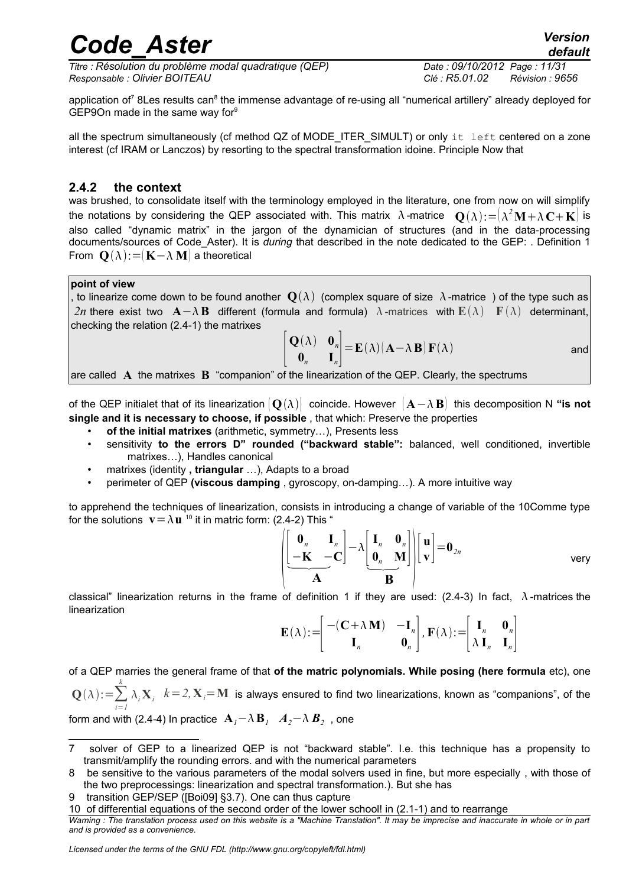application of[7] 8Les results can[8] the immense advantage of re-using all "numerical artillery" already deployed for GEP9On made in the same way for[9]

all the spectrum simultaneously (cf method QZ of MODE_ITER_SIMULT) or only `it left` centered on a zone interest (cf IRAM or Lanczos) by resorting to the spectral transformation idoine. Principle Now that

### 2.4.2 the context

was brushed, to consolidate itself with the terminology employed in the literature, one from now on will simplify the notations by considering the QEP associated with. This matrix $\lambda$-matrice $\mathbf{Q}(\lambda):=(\lambda^2\mathbf{M}+\lambda\mathbf{C}+\mathbf{K})$ is also called "dynamic matrix" in the jargon of the dynamician of structures (and in the data-processing documents/sources of Code_Aster). It is *during* that described in the note dedicated to the GEP: . Definition 1 From $\mathbf{Q}(\lambda):=(\mathbf{K}-\lambda\mathbf{M})$ a theoretical

**point of view**

, to linearize come down to be found another $\mathbf{Q}(\lambda)$ (complex square of size $\lambda$-matrice ) of the type such as $2n$ there exist two $\mathbf{A}-\lambda\mathbf{B}$ different (formula and formula) $\lambda$-matrices with $\mathbf{E}(\lambda)$ $\mathbf{F}(\lambda)$ determinant, checking the relation (2.4-1) the matrixes

$$\begin{bmatrix} \mathbf{Q}(\lambda) & \mathbf{0}_n \\ \mathbf{0}_n & \mathbf{I}_n \end{bmatrix} = \mathbf{E}(\lambda)(\mathbf{A}-\lambda\mathbf{B})\mathbf{F}(\lambda)$$

and

are called $\mathbf{A}$ the matrixes $\mathbf{B}$ "companion" of the linearization of the QEP. Clearly, the spectrums

of the QEP initialet that of its linearization $(\mathbf{Q}(\lambda))$ coincide. However $(\mathbf{A}-\lambda\mathbf{B})$ this decomposition N **"is not single and it is necessary to choose, if possible** , that which: Preserve the properties

- **of the initial matrixes** (arithmetic, symmetry…), Presents less
- sensitivity **to the errors D" rounded ("backward stable":** balanced, well conditioned, invertible matrixes…), Handles canonical
- matrixes (identity **, triangular** …), Adapts to a broad
- perimeter of QEP **(viscous damping** , gyroscopy, on-damping…). A more intuitive way

to apprehend the techniques of linearization, consists in introducing a change of variable of the 10Comme type for the solutions $\mathbf{v}=\lambda\mathbf{u}$ [10] it in matric form: (2.4-2) This "

$$\left( \underbrace{\begin{bmatrix} \mathbf{0}_n & \mathbf{I}_n \\ -\mathbf{K} & -\mathbf{C} \end{bmatrix}}_{\mathbf{A}} - \lambda \underbrace{\begin{bmatrix} \mathbf{I}_n & \mathbf{0}_n \\ \mathbf{0}_n & \mathbf{M} \end{bmatrix}}_{\mathbf{B}} \right) \begin{bmatrix} \mathbf{u} \\ \mathbf{v} \end{bmatrix} = \mathbf{0}_{2n}$$

very

classical" linearization returns in the frame of definition 1 if they are used: (2.4-3) In fact, $\lambda$-matrices the linearization

$$\mathbf{E}(\lambda):=\begin{bmatrix} -(\mathbf{C}+\lambda\mathbf{M}) & -\mathbf{I}_n \\ \mathbf{I}_n & \mathbf{0}_n \end{bmatrix}, \mathbf{F}(\lambda):=\begin{bmatrix} \mathbf{I}_n & \mathbf{0}_n \\ \lambda\mathbf{I}_n & \mathbf{I}_n \end{bmatrix}$$

of a QEP marries the general frame of that **of the matric polynomials. While posing (here formula** etc), one $\mathbf{Q}(\lambda):=\sum_{i=1}^{k}\lambda_i\mathbf{X}_i$ $k=2, \mathbf{X}_i=\mathbf{M}$ is always ensured to find two linearizations, known as "companions", of the form and with (2.4-4) In practice $\mathbf{A}_1-\lambda\mathbf{B}_1$ $\boldsymbol{A}_2-\lambda\boldsymbol{B}_2$ , one

---

7 solver of GEP to a linearized QEP is not "backward stable". I.e. this technique has a propensity to transmit/amplify the rounding errors. and with the numerical parameters

8 be sensitive to the various parameters of the modal solvers used in fine, but more especially , with those of the two preprocessings: linearization and spectral transformation.). But she has

9 transition GEP/SEP ([Boi09] §3.7). One can thus capture

10 of differential equations of the second order of the lower school! in (2.1-1) and to rearrange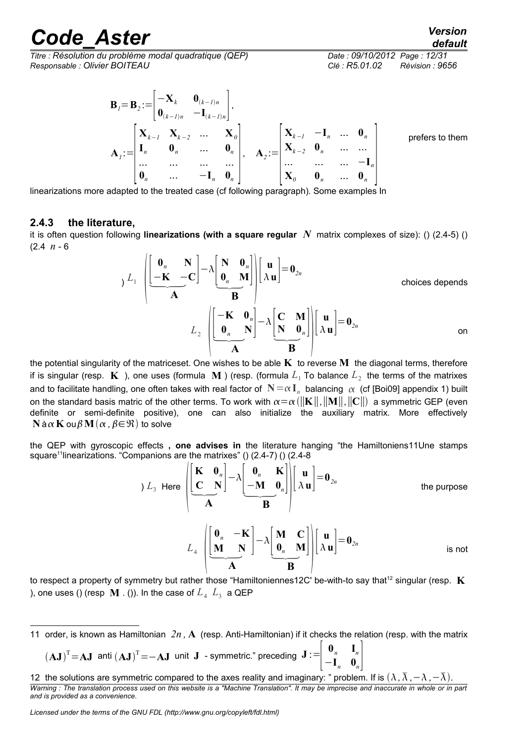$$\mathbf{B}_1 = \mathbf{B}_2 := \begin{bmatrix} -\mathbf{X}_k & \mathbf{0}_{(k-1)n} \\ \mathbf{0}_{(k-1)n} & -\mathbf{I}_{(k-1)n} \end{bmatrix},$$

$$\mathbf{A}_1 := \begin{bmatrix} \mathbf{X}_{k-1} & \mathbf{X}_{k-2} & \dots & \mathbf{X}_0 \\ \mathbf{I}_n & \mathbf{0}_n & \dots & \mathbf{0}_n \\ \dots & \dots & \dots & \dots \\ \mathbf{0}_n & \dots & -\mathbf{I}_n & \mathbf{0}_n \end{bmatrix}, \quad \mathbf{A}_2 := \begin{bmatrix} \mathbf{X}_{k-1} & -\mathbf{I}_n & \dots & \mathbf{0}_n \\ \mathbf{X}_{k-2} & \mathbf{0}_n & \dots & \dots \\ \dots & \dots & \dots & -\mathbf{I}_n \\ \mathbf{X}_0 & \mathbf{0}_n & \dots & \mathbf{0}_n \end{bmatrix}$$

prefers to them

linearizations more adapted to the treated case (cf following paragraph). Some examples In

### 2.4.3 the literature,

it is often question following **linearizations (with a square regular $N$ matrix complexes of size): () (2.4-5) () (2.4 $n$ - 6**

$$) \, L_1 \quad \left( \underbrace{\begin{bmatrix} \mathbf{0}_n & \mathbf{N} \\ -\mathbf{K} & -\mathbf{C} \end{bmatrix}}_{\mathbf{A}} - \lambda \underbrace{\begin{bmatrix} \mathbf{N} & \mathbf{0}_n \\ \mathbf{0}_n & \mathbf{M} \end{bmatrix}}_{\mathbf{B}} \right) \begin{bmatrix} \mathbf{u} \\ \lambda \mathbf{u} \end{bmatrix} = \mathbf{0}_{2n}$$

choices depends

$$L_2 \quad \left( \underbrace{\begin{bmatrix} -\mathbf{K} & \mathbf{0}_n \\ \mathbf{0}_n & \mathbf{N} \end{bmatrix}}_{\mathbf{A}} - \lambda \underbrace{\begin{bmatrix} \mathbf{C} & \mathbf{M} \\ \mathbf{N} & \mathbf{0}_n \end{bmatrix}}_{\mathbf{B}} \right) \begin{bmatrix} \mathbf{u} \\ \lambda \mathbf{u} \end{bmatrix} = \mathbf{0}_{2n}$$

on

the potential singularity of the matriceset. One wishes to be able $\mathbf{K}$ to reverse $\mathbf{M}$ the diagonal terms, therefore if is singular (resp. $\mathbf{K}$ ), one uses (formula $\mathbf{M}$ ) (resp. (formula $L_1$ To balance $L_2$ the terms of the matrixes and to facilitate handling, one often takes with real factor of $\mathbf{N} = \alpha \mathbf{I}_n$ balancing $\alpha$ (cf [Boi09] appendix 1) built on the standard basis matric of the other terms. To work with $\alpha = \alpha(\|\mathbf{K}\|, \|\mathbf{M}\|, \|\mathbf{C}\|)$ a symmetric GEP (even definite or semi-definite positive), one can also initialize the auxiliary matrix. More effectively $\mathbf{N}$ à $\alpha\mathbf{K}$ ou $\beta\mathbf{M} (\alpha, \beta \in \Re)$ to solve

the QEP with gyroscopic effects **, one advises in** the literature hanging "the Hamiltoniens11Une stamps square[11]linearizations. "Companions are the matrixes" () (2.4-7) () (2.4-8

$$) \, L_3 \text{ Here } \left( \underbrace{\begin{bmatrix} \mathbf{K} & \mathbf{0}_n \\ \mathbf{C} & \mathbf{N} \end{bmatrix}}_{\mathbf{A}} - \lambda \underbrace{\begin{bmatrix} \mathbf{0}_n & \mathbf{K} \\ -\mathbf{M} & \mathbf{0}_n \end{bmatrix}}_{\mathbf{B}} \right) \begin{bmatrix} \mathbf{u} \\ \lambda \mathbf{u} \end{bmatrix} = \mathbf{0}_{2n}$$

the purpose

$$L_4 \quad \left( \underbrace{\begin{bmatrix} \mathbf{0}_n & -\mathbf{K} \\ \mathbf{M} & \mathbf{N} \end{bmatrix}}_{\mathbf{A}} - \lambda \underbrace{\begin{bmatrix} \mathbf{M} & \mathbf{C} \\ \mathbf{0}_n & \mathbf{M} \end{bmatrix}}_{\mathbf{B}} \right) \begin{bmatrix} \mathbf{u} \\ \lambda \mathbf{u} \end{bmatrix} = \mathbf{0}_{2n}$$

is not

to respect a property of symmetry but rather those "Hamiltoniennes12C' be-with-to say that[12] singular (resp. $\mathbf{K}$ ), one uses () (resp $\mathbf{M}$ . ()). In the case of $L_4$ $L_3$ a QEP

---

11 order, is known as Hamiltonian $2n$, $\mathbf{A}$ (resp. Anti-Hamiltonian) if it checks the relation (resp. with the matrix $(\mathbf{AJ})^{\mathrm{T}} = \mathbf{AJ}$ anti $(\mathbf{AJ})^{\mathrm{T}} = -\mathbf{AJ}$ unit $\mathbf{J}$ - symmetric." preceding $\mathbf{J} := \begin{bmatrix} \mathbf{0}_n & \mathbf{I}_n \\ -\mathbf{I}_n & \mathbf{0}_n \end{bmatrix}$

12 the solutions are symmetric compared to the axes reality and imaginary: " problem. If is $(\lambda, \bar{\lambda}, -\lambda, -\bar{\lambda})$.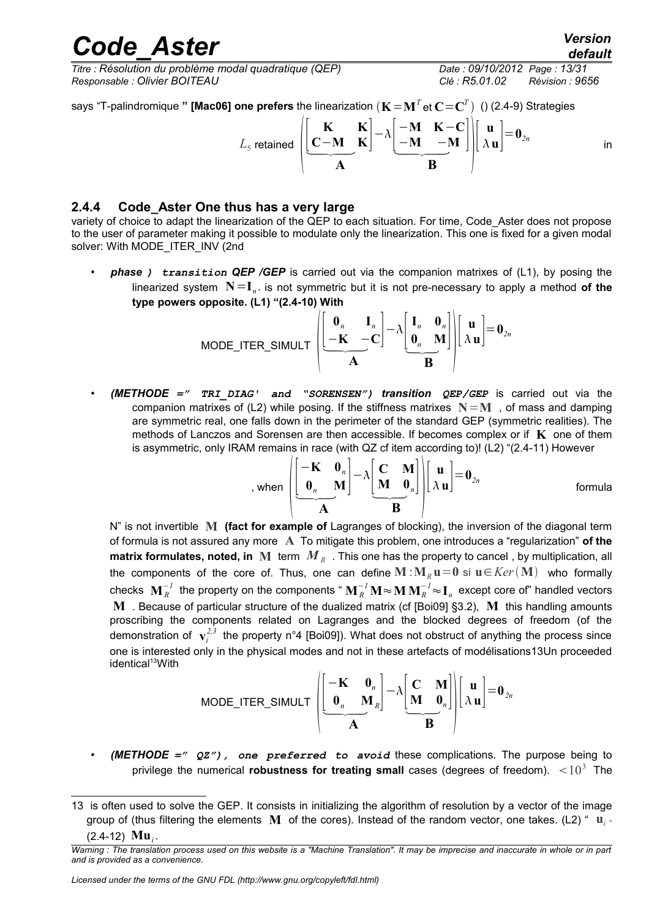says "T-palindromique " [Mac06] one prefers the linearization $(\mathbf{K}=\mathbf{M}^T \text{ et } \mathbf{C}=\mathbf{C}^T)$ () (2.4-9) Strategies

$$L_5 \text{ retained } \left( \underbrace{\begin{bmatrix} \mathbf{K} & \mathbf{K} \\ \mathbf{C}-\mathbf{M} & \mathbf{K} \end{bmatrix}}_{\mathbf{A}} - \lambda \underbrace{\begin{bmatrix} -\mathbf{M} & \mathbf{K}-\mathbf{C} \\ -\mathbf{M} & -\mathbf{M} \end{bmatrix}}_{\mathbf{B}} \right) \begin{bmatrix} \mathbf{u} \\ \lambda\,\mathbf{u} \end{bmatrix} = \mathbf{0}_{2n} \quad \text{in}$$

### 2.4.4 Code_Aster One thus has a very large

variety of choice to adapt the linearization of the QEP to each situation. For time, Code_Aster does not propose to the user of parameter making it possible to modulate only the linearization. This one is fixed for a given modal solver: With MODE_ITER_INV (2nd

- ***phase )*** ***`transition`*** ***QEP /GEP*** is carried out via the companion matrixes of (L1), by posing the linearized system $\mathbf{N}=\mathbf{I}_n$. is not symmetric but it is not pre-necessary to apply a method **of the type powers opposite. (L1) "(2.4-10) With**

$$\text{MODE\_ITER\_SIMULT } \left( \underbrace{\begin{bmatrix} \mathbf{0}_n & \mathbf{I}_n \\ -\mathbf{K} & -\mathbf{C} \end{bmatrix}}_{\mathbf{A}} - \lambda \underbrace{\begin{bmatrix} \mathbf{I}_n & \mathbf{0}_n \\ \mathbf{0}_n & \mathbf{M} \end{bmatrix}}_{\mathbf{B}} \right) \begin{bmatrix} \mathbf{u} \\ \lambda\,\mathbf{u} \end{bmatrix} = \mathbf{0}_{2n}$$

- ***(METHODE =" `TRI_DIAG'` and "SORENSEN") transition*** ***`QEP/GEP`*** is carried out via the companion matrixes of (L2) while posing. If the stiffness matrixes $\mathbf{N}=\mathbf{M}$ , of mass and damping are symmetric real, one falls down in the perimeter of the standard GEP (symmetric realities). The methods of Lanczos and Sorensen are then accessible. If becomes complex or if $\mathbf{K}$ one of them is asymmetric, only IRAM remains in race (with QZ cf item according to)! (L2) "(2.4-11) However

$$\text{, when } \left( \underbrace{\begin{bmatrix} -\mathbf{K} & \mathbf{0}_n \\ \mathbf{0}_n & \mathbf{M} \end{bmatrix}}_{\mathbf{A}} - \lambda \underbrace{\begin{bmatrix} \mathbf{C} & \mathbf{M} \\ \mathbf{M} & \mathbf{0}_n \end{bmatrix}}_{\mathbf{B}} \right) \begin{bmatrix} \mathbf{u} \\ \lambda\,\mathbf{u} \end{bmatrix} = \mathbf{0}_{2n} \quad \text{formula}$$

  N" is not invertible $\mathbf{M}$ **(fact for example of** Lagranges of blocking), the inversion of the diagonal term of formula is not assured any more $\mathbf{A}$ To mitigate this problem, one introduces a "regularization" **of the matrix formulates, noted, in** $\mathbf{M}$ term $M_R$ . This one has the property to cancel , by multiplication, all the components of the core of. Thus, one can define $\mathbf{M}:\mathbf{M}_R\mathbf{u}=\mathbf{0}$ si $\mathbf{u}\in Ker(\mathbf{M})$ who formally checks $\mathbf{M}_R^{-1}$ the property on the components " $\mathbf{M}_R^{-1}\mathbf{M}\approx\mathbf{M}\,\mathbf{M}_R^{-1}\approx\mathbf{I}_n$ except core of" handled vectors $\mathbf{M}$ . Because of particular structure of the dualized matrix (cf [Boi09] §3.2), $\mathbf{M}$ this handling amounts proscribing the components related on Lagranges and the blocked degrees of freedom (of the demonstration of $\mathbf{v}_i^{2,3}$ the property n°4 [Boi09]). What does not obstruct of anything the process since one is interested only in the physical modes and not in these artefacts of modélisations13Un proceeded identical[13]With

$$\text{MODE\_ITER\_SIMULT } \left( \underbrace{\begin{bmatrix} -\mathbf{K} & \mathbf{0}_n \\ \mathbf{0}_n & \mathbf{M}_R \end{bmatrix}}_{\mathbf{A}} - \lambda \underbrace{\begin{bmatrix} \mathbf{C} & \mathbf{M} \\ \mathbf{M} & \mathbf{0}_n \end{bmatrix}}_{\mathbf{B}} \right) \begin{bmatrix} \mathbf{u} \\ \lambda\,\mathbf{u} \end{bmatrix} = \mathbf{0}_{2n}$$

- ***(METHODE =" `QZ"`), `one preferred to avoid`*** these complications. The purpose being to privilege the numerical **robustness for treating small** cases (degrees of freedom). $<10^3$ The

---

13 is often used to solve the GEP. It consists in initializing the algorithm of resolution by a vector of the image group of (thus filtering the elements $\mathbf{M}$ of the cores). Instead of the random vector, one takes. (L2) " $\mathbf{u}_i$ " (2.4-12) $\mathbf{M}\mathbf{u}_i$.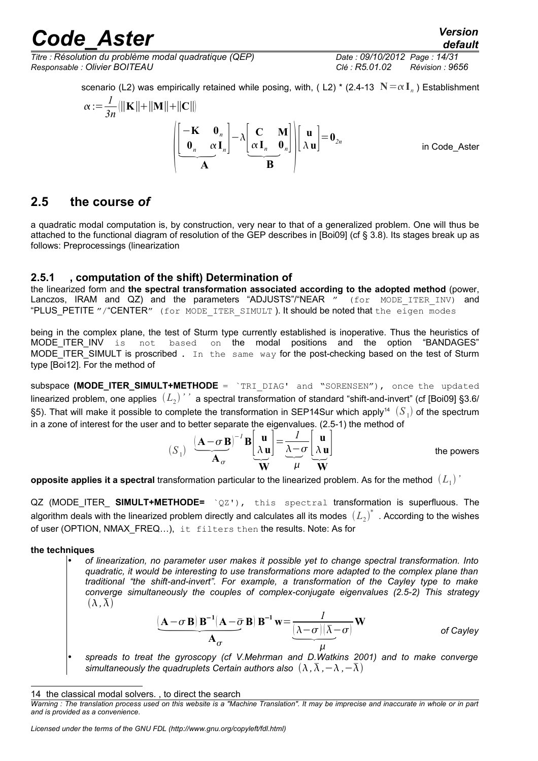scenario (L2) was empirically retained while posing, with, ( L2) * (2.4-13 $\mathbf{N}=\alpha\mathbf{I}_n$ ) Establishment

$$\alpha := \frac{1}{3n}\left(\|\mathbf{K}\|+\|\mathbf{M}\|+\|\mathbf{C}\|\right)$$

$$\left(\underbrace{\begin{bmatrix}-\mathbf{K} & \mathbf{0}_n\\ \mathbf{0}_n & \alpha\mathbf{I}_n\end{bmatrix}}_{\mathbf{A}}-\lambda\underbrace{\begin{bmatrix}\mathbf{C} & \mathbf{M}\\ \alpha\mathbf{I}_n & \mathbf{0}_n\end{bmatrix}}_{\mathbf{B}}\right)\begin{bmatrix}\mathbf{u}\\ \lambda\,\mathbf{u}\end{bmatrix}=\mathbf{0}_{2n}$$

in Code_Aster

## 2.5 the course *of*

a quadratic modal computation is, by construction, very near to that of a generalized problem. One will thus be attached to the functional diagram of resolution of the GEP describes in [Boi09] (cf § 3.8). Its stages break up as follows: Preprocessings (linearization

### 2.5.1 , computation of the shift) Determination of

the linearized form and **the spectral transformation associated according to the adopted method** (power, Lanczos, IRAM and QZ) and the parameters "ADJUSTS"/"NEAR " (for MODE_ITER_INV) and "PLUS_PETITE "/"CENTER" (for MODE_ITER_SIMULT ). It should be noted that the eigen modes

being in the complex plane, the test of Sturm type currently established is inoperative. Thus the heuristics of MODE_ITER_INV is not based on the modal positions and the option "BANDAGES" MODE_ITER_SIMULT is proscribed . In the same way for the post-checking based on the test of Sturm type [Boi12]. For the method of

subspace **(MODE_ITER_SIMULT+METHODE** = `TRI_DIAG' and "SORENSEN"), once the updated linearized problem, one applies $(L_2)''$ a spectral transformation of standard "shift-and-invert" (cf [Boi09] §3.6/ §5). That will make it possible to complete the transformation in SEP14Sur which apply[14] $(S_1)$ of the spectrum in a zone of interest for the user and to better separate the eigenvalues. (2.5-1) the method of

$$(S_1)\quad \underbrace{(\mathbf{A}-\sigma\,\mathbf{B})^{-1}}_{\mathbf{A}_\sigma}\mathbf{B}\underbrace{\begin{bmatrix}\mathbf{u}\\ \lambda\,\mathbf{u}\end{bmatrix}}_{\mathbf{W}}=\underbrace{\frac{1}{\lambda-\sigma}}_{\mu}\underbrace{\begin{bmatrix}\mathbf{u}\\ \lambda\,\mathbf{u}\end{bmatrix}}_{\mathbf{W}}$$

the powers

**opposite applies it a spectral** transformation particular to the linearized problem. As for the method $(L_1)'$

QZ (MODE_ITER_ **SIMULT+METHODE=** `QZ'), this spectral transformation is superfluous. The algorithm deals with the linearized problem directly and calculates all its modes $(L_2)^*$ . According to the wishes of user (OPTION, NMAX_FREQ…), it filters then the results. Note: As for

**the techniques**

- *of linearization, no parameter user makes it possible yet to change spectral transformation. Into quadratic, it would be interesting to use transformations more adapted to the complex plane than traditional "the shift-and-invert". For example, a transformation of the Cayley type to make converge simultaneously the couples of complex-conjugate eigenvalues (2.5-2) This strategy* $(\lambda,\bar{\lambda})$

$$\underbrace{(\mathbf{A}-\sigma\,\mathbf{B})\,\mathbf{B}^{-1}(\mathbf{A}-\bar{\sigma}\,\mathbf{B})}_{\mathbf{A}_\sigma}\mathbf{B}^{-1}\,\mathbf{w}=\underbrace{\frac{1}{(\lambda-\sigma)(\bar{\lambda}-\sigma)}}_{\mu}\mathbf{W}$$

*of Cayley*

- *spreads to treat the gyroscopy (cf V.Mehrman and D.Watkins 2001) and to make converge simultaneously the quadruplets Certain authors also* $(\lambda,\bar{\lambda},-\lambda,-\bar{\lambda})$

[14] the classical modal solvers. , to direct the search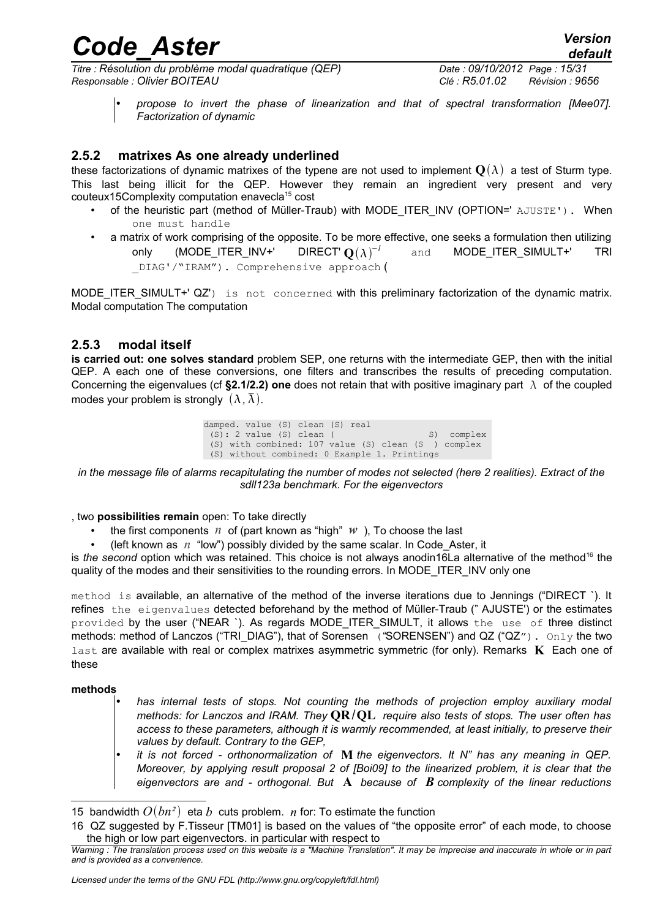- *propose to invert the phase of linearization and that of spectral transformation [Mee07]. Factorization of dynamic*

### 2.5.2 matrixes As one already underlined

these factorizations of dynamic matrixes of the typene are not used to implement $\mathbf{Q}(\lambda)$ a test of Sturm type. This last being illicit for the QEP. However they remain an ingredient very present and very couteux15Complexity computation enavecla[15] cost

- of the heuristic part (method of Müller-Traub) with MODE_ITER_INV (OPTION=' AJUSTE'). When one must handle
- a matrix of work comprising of the opposite. To be more effective, one seeks a formulation then utilizing only (MODE_ITER_INV+' DIRECT' $\mathbf{Q}(\lambda)^{-1}$ and MODE_ITER_SIMULT+' TRI _DIAG'/"IRAM"). Comprehensive approach (

MODE_ITER_SIMULT+' QZ') is not concerned with this preliminary factorization of the dynamic matrix. Modal computation The computation

### 2.5.3 modal itself

**is carried out: one solves standard** problem SEP, one returns with the intermediate GEP, then with the initial QEP. A each one of these conversions, one filters and transcribes the results of preceding computation. Concerning the eigenvalues (cf **§2.1/2.2) one** does not retain that with positive imaginary part $\lambda$ of the coupled modes your problem is strongly $(\lambda, \bar{\lambda})$.

```
damped. value (S) clean (S) real
 (S): 2 value (S) clean (                S)  complex
 (S) with combined: 107 value (S) clean (S  ) complex
 (S) without combined: 0 Example 1. Printings
```

*in the message file of alarms recapitulating the number of modes not selected (here 2 realities). Extract of the sdll123a benchmark. For the eigenvectors*

, two **possibilities remain** open: To take directly

- the first components $n$ of (part known as "high" $\boldsymbol{w}$ ), To choose the last
- (left known as $n$ "low") possibly divided by the same scalar. In Code_Aster, it

is *the second* option which was retained. This choice is not always anodin16La alternative of the method[16] the quality of the modes and their sensitivities to the rounding errors. In MODE_ITER_INV only one

method is available, an alternative of the method of the inverse iterations due to Jennings ("DIRECT `). It refines the eigenvalues detected beforehand by the method of Müller-Traub (" AJUSTE') or the estimates provided by the user ("NEAR `). As regards MODE_ITER_SIMULT, it allows the use of three distinct methods: method of Lanczos ("TRI_DIAG"), that of Sorensen ("SORENSEN") and QZ ("QZ"). Only the two last are available with real or complex matrixes asymmetric symmetric (for only). Remarks $\mathbf{K}$ Each one of these

**methods**

- *has internal tests of stops. Not counting the methods of projection employ auxiliary modal methods: for Lanczos and IRAM. They* $\mathbf{QR/QL}$ *require also tests of stops. The user often has access to these parameters, although it is warmly recommended, at least initially, to preserve their values by default. Contrary to the GEP,*
- *it is not forced - orthonormalization of* $\mathbf{M}$ *the eigenvectors. It N" has any meaning in QEP. Moreover, by applying result proposal 2 of [Boi09] to the linearized problem, it is clear that the eigenvectors are and - orthogonal. But* $\mathbf{A}$ *because of* $\boldsymbol{B}$ *complexity of the linear reductions*

---

15 bandwidth $O(bn^2)$ eta $b$ cuts problem. $n$ for: To estimate the function

16 QZ suggested by F.Tisseur [TM01] is based on the values of "the opposite error" of each mode, to choose the high or low part eigenvectors. in particular with respect to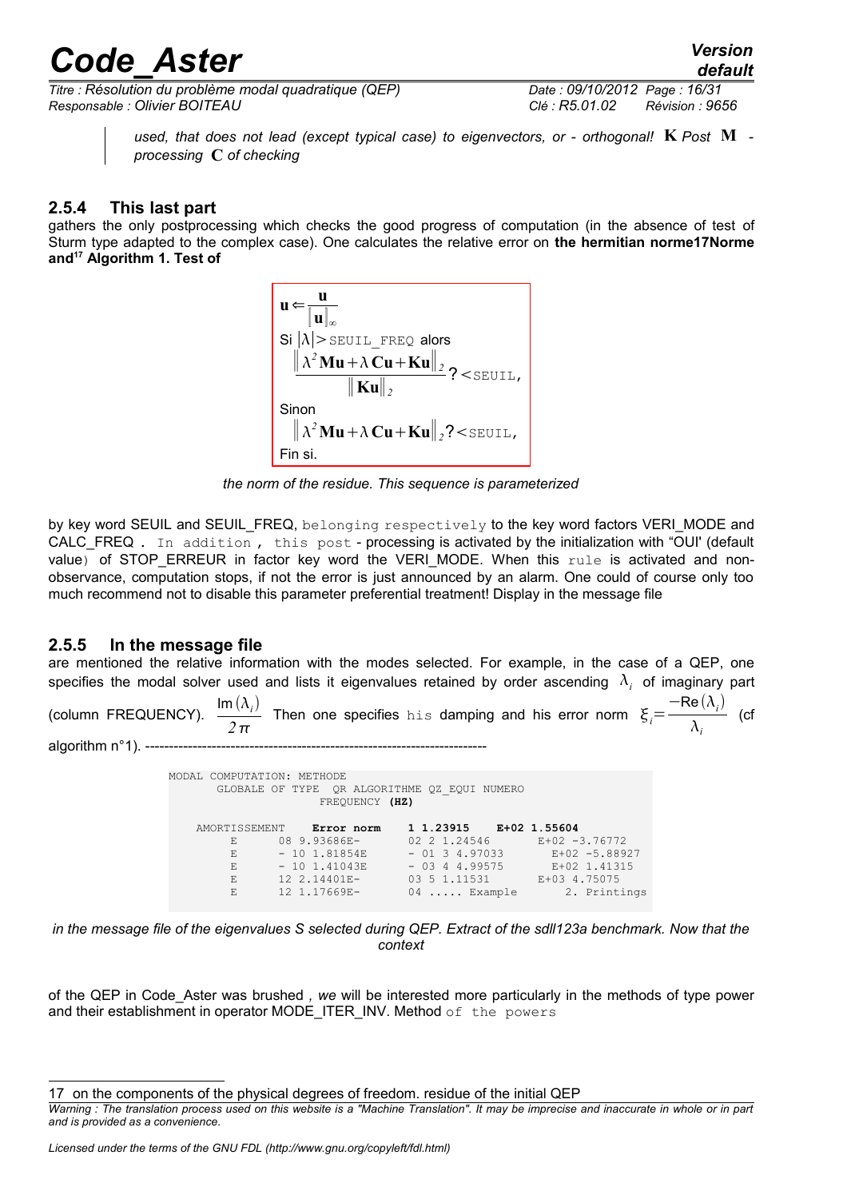*used, that does not lead (except typical case) to eigenvectors, or - orthogonal!* $\mathbf{K}$ *Post* $\mathbf{M}$ *- processing* $\mathbf{C}$ *of checking*

### 2.5.4 This last part

gathers the only postprocessing which checks the good progress of computation (in the absence of test of Sturm type adapted to the complex case). One calculates the relative error on **the hermitian norme17Norme and[17] Algorithm 1. Test of**

$$
\begin{aligned}
&\mathbf{u} \Leftarrow \frac{\mathbf{u}}{\|\mathbf{u}\|_{\infty}} \\
&\text{Si } |\lambda| > \text{SEUIL\_FREQ alors} \\
&\quad \frac{\|\lambda^2 \mathbf{Mu} + \lambda \mathbf{Cu} + \mathbf{Ku}\|_2}{\|\mathbf{Ku}\|_2} ? < \text{SEUIL}, \\
&\text{Sinon} \\
&\quad \|\lambda^2 \mathbf{Mu} + \lambda \mathbf{Cu} + \mathbf{Ku}\|_2 ? < \text{SEUIL}, \\
&\text{Fin si.}
\end{aligned}
$$

*the norm of the residue. This sequence is parameterized*

by key word SEUIL and SEUIL_FREQ, belonging respectively to the key word factors VERI_MODE and CALC_FREQ . In addition , this post - processing is activated by the initialization with "OUI' (default value) of STOP_ERREUR in factor key word the VERI_MODE. When this rule is activated and non-observance, computation stops, if not the error is just announced by an alarm. One could of course only too much recommend not to disable this parameter preferential treatment! Display in the message file

### 2.5.5 In the message file

are mentioned the relative information with the modes selected. For example, in the case of a QEP, one specifies the modal solver used and lists it eigenvalues retained by order ascending $\lambda_i$ of imaginary part (column FREQUENCY). $\frac{\text{Im}(\lambda_i)}{2\pi}$ Then one specifies his damping and his error norm $\xi_i = \frac{-\text{Re}(\lambda_i)}{\lambda_i}$ (cf algorithm n°1). ------------------------------------------------------------------------

```
MODAL COMPUTATION: METHODE
      GLOBALE OF TYPE  QR ALGORITHME QZ_EQUI NUMERO
                    FREQUENCY (HZ)

   AMORTISSEMENT     Error norm    1 1.23915    E+02 1.55604
        E      08 9.93686E-       02 2 1.24546       E+02 -3.76772
        E      - 10 1.81854E      - 01 3 4.97033       E+02 -5.88927
        E      - 10 1.41043E      - 03 4 4.99575       E+02 1.41315
        E      12 2.14401E-       03 5 1.11531       E+03 4.75075
        E      12 1.17669E-       04 ..... Example       2. Printings
```

*in the message file of the eigenvalues S selected during QEP. Extract of the sdll123a benchmark. Now that the context*

of the QEP in Code_Aster was brushed *, we* will be interested more particularly in the methods of type power and their establishment in operator MODE_ITER_INV. Method of the powers

---

17 on the components of the physical degrees of freedom. residue of the initial QEP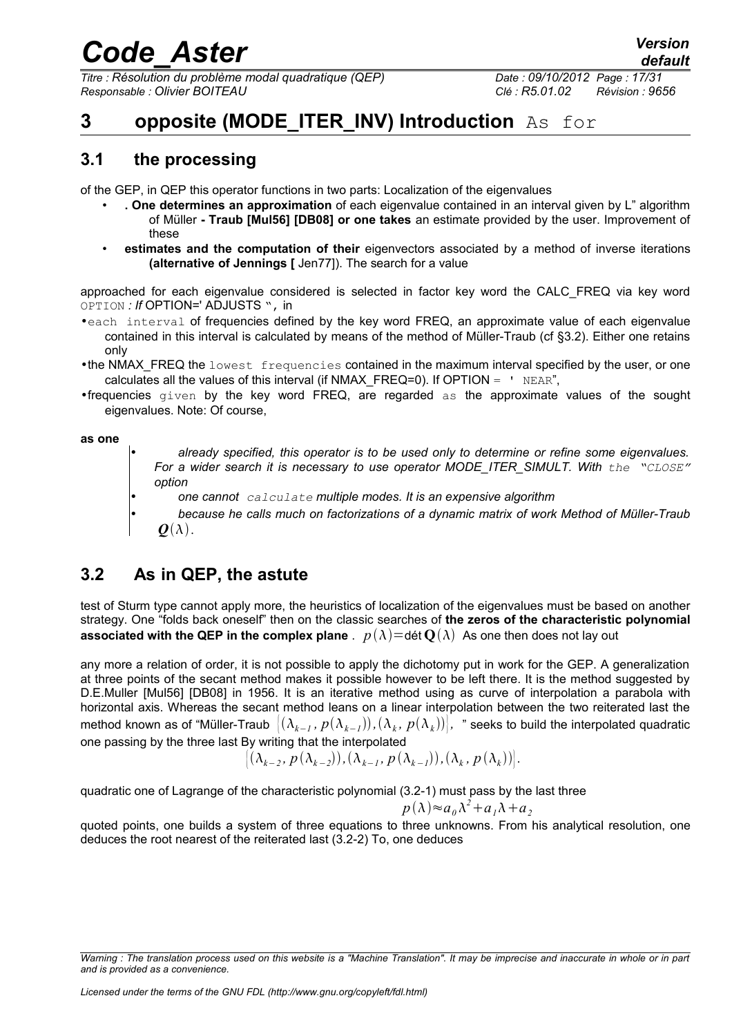# 3 opposite (MODE_ITER_INV) Introduction As for

## 3.1 the processing

of the GEP, in QEP this operator functions in two parts: Localization of the eigenvalues

- **. One determines an approximation** of each eigenvalue contained in an interval given by L" algorithm of Müller **- Traub [Mul56] [DB08] or one takes** an estimate provided by the user. Improvement of these
- **estimates and the computation of their** eigenvectors associated by a method of inverse iterations **(alternative of Jennings [** Jen77]). The search for a value

approached for each eigenvalue considered is selected in factor key word the CALC_FREQ via key word OPTION *: If* OPTION=' ADJUSTS ", in

- each interval of frequencies defined by the key word FREQ, an approximate value of each eigenvalue contained in this interval is calculated by means of the method of Müller-Traub (cf §3.2). Either one retains only
- the NMAX_FREQ the lowest frequencies contained in the maximum interval specified by the user, or one calculates all the values of this interval (if NMAX_FREQ=0). If OPTION = ' NEAR",
- frequencies given by the key word FREQ, are regarded as the approximate values of the sought eigenvalues. Note: Of course,

**as one**

- *already specified, this operator is to be used only to determine or refine some eigenvalues. For a wider search it is necessary to use operator MODE_ITER_SIMULT. With the "CLOSE" option*
- *one cannot calculate multiple modes. It is an expensive algorithm*
- *because he calls much on factorizations of a dynamic matrix of work Method of Müller-Traub* $\mathbf{Q}(\lambda)$.

## 3.2 As in QEP, the astute

test of Sturm type cannot apply more, the heuristics of localization of the eigenvalues must be based on another strategy. One "folds back oneself" then on the classic searches of **the zeros of the characteristic polynomial associated with the QEP in the complex plane** . $p(\lambda)=\text{dét}\,\mathbf{Q}(\lambda)$ As one then does not lay out

any more a relation of order, it is not possible to apply the dichotomy put in work for the GEP. A generalization at three points of the secant method makes it possible however to be left there. It is the method suggested by D.E.Muller [Mul56] [DB08] in 1956. It is an iterative method using as curve of interpolation a parabola with horizontal axis. Whereas the secant method leans on a linear interpolation between the two reiterated last the method known as of "Müller-Traub $\left[(\lambda_{k-1}, p(\lambda_{k-1})),(\lambda_k, p(\lambda_k))\right]$, " seeks to build the interpolated quadratic one passing by the three last By writing that the interpolated

$$\left[(\lambda_{k-2}, p(\lambda_{k-2})),(\lambda_{k-1}, p(\lambda_{k-1})),(\lambda_k, p(\lambda_k))\right].$$

quadratic one of Lagrange of the characteristic polynomial (3.2-1) must pass by the last three

$$p(\lambda)\approx a_0\lambda^2+a_1\lambda+a_2$$

quoted points, one builds a system of three equations to three unknowns. From his analytical resolution, one deduces the root nearest of the reiterated last (3.2-2) To, one deduces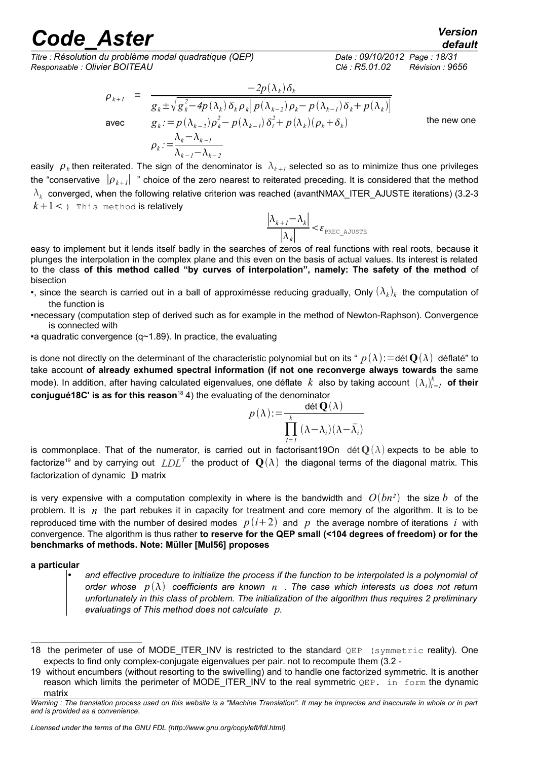$$\rho_{k+1} = \frac{-2p(\lambda_k)\delta_k}{g_k \pm \sqrt{g_k^2 - 4p(\lambda_k)\delta_k \rho_k \left[p(\lambda_{k-2})\rho_k - p(\lambda_{k-1})\delta_k + p(\lambda_k)\right]}}$$

avec

$$g_k := p(\lambda_{k-2})\rho_k^2 - p(\lambda_{k-1})\delta_i^2 + p(\lambda_k)(\rho_k + \delta_k)$$

$$\rho_k := \frac{\lambda_k - \lambda_{k-1}}{\lambda_{k-1} - \lambda_{k-2}}$$

the new one

easily $\rho_k$ then reiterated. The sign of the denominator is $\lambda_{k+1}$ selected so as to minimize thus one privileges the "conservative $|\rho_{k+1}|$ " choice of the zero nearest to reiterated preceding. It is considered that the method $\lambda_k$ converged, when the following relative criterion was reached (avantNMAX_ITER_AJUSTE iterations) (3.2-3 $k+1<$ ) This method is relatively

$$\frac{|\lambda_{k+1} - \lambda_k|}{|\lambda_k|} < \varepsilon_{\text{PREC\_AJUSTE}}$$

easy to implement but it lends itself badly in the searches of zeros of real functions with real roots, because it plunges the interpolation in the complex plane and this even on the basis of actual values. Its interest is related to the class **of this method called "by curves of interpolation", namely: The safety of the method** of bisection

- , since the search is carried out in a ball of approximésse reducing gradually, Only $(\lambda_k)_k$ the computation of the function is
- necessary (computation step of derived such as for example in the method of Newton-Raphson). Convergence is connected with
- a quadratic convergence (q~1.89). In practice, the evaluating

is done not directly on the determinant of the characteristic polynomial but on its " $p(\lambda) := \text{dét}\,\mathbf{Q}(\lambda)$ déflaté" to take account **of already exhumed spectral information (if not one reconverge always towards** the same mode). In addition, after having calculated eigenvalues, one déflate $k$ also by taking account $(\lambda_i)_{i=1}^{k}$ **of their conjugué18C' is as for this reason**[18] 4) the evaluating of the denominator

$$p(\lambda) := \frac{\text{dét}\,\mathbf{Q}(\lambda)}{\prod_{i=1}^{k}(\lambda - \lambda_i)(\lambda - \bar{\lambda}_i)}$$

is commonplace. That of the numerator, is carried out in factorisant19On $\text{dét}\,\mathbf{Q}(\lambda)$ expects to be able to factorize[19] and by carrying out $LDL^T$ the product of $\mathbf{Q}(\lambda)$ the diagonal terms of the diagonal matrix. This factorization of dynamic $\mathbf{D}$ matrix

is very expensive with a computation complexity in where is the bandwidth and $O(bn^2)$ the size $b$ of the problem. It is $n$ the part rebukes it in capacity for treatment and core memory of the algorithm. It is to be reproduced time with the number of desired modes $p(i+2)$ and $p$ the average nombre of iterations $i$ with convergence. The algorithm is thus rather **to reserve for the QEP small (<104 degrees of freedom) or for the benchmarks of methods. Note: Müller [Mul56] proposes**

**a particular**

- *and effective procedure to initialize the process if the function to be interpolated is a polynomial of order whose $p(\lambda)$ coefficients are known $n$ . The case which interests us does not return unfortunately in this class of problem. The initialization of the algorithm thus requires 2 preliminary evaluatings of This method does not calculate $p$.*

---

18 the perimeter of use of MODE_ITER_INV is restricted to the standard QEP (symmetric reality). One expects to find only complex-conjugate eigenvalues per pair. not to recompute them (3.2 -

19 without encumbers (without resorting to the swivelling) and to handle one factorized symmetric. It is another reason which limits the perimeter of MODE_ITER_INV to the real symmetric QEP. in form the dynamic matrix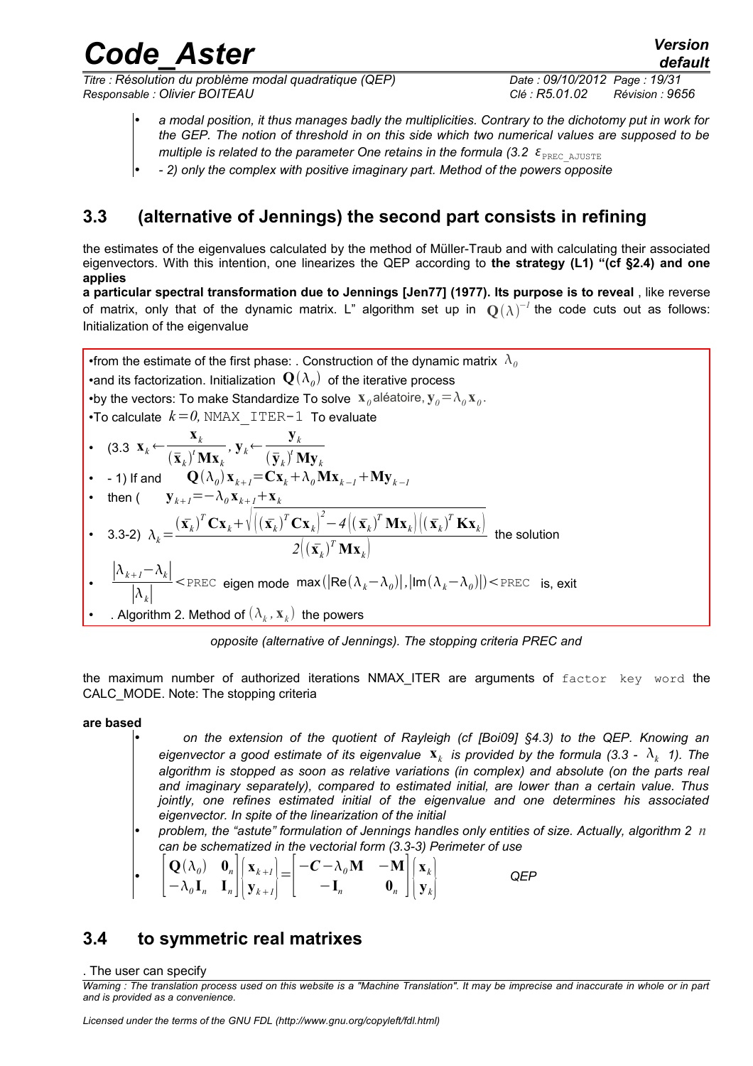- *a modal position, it thus manages badly the multiplicities. Contrary to the dichotomy put in work for the GEP. The notion of threshold in on this side which two numerical values are supposed to be multiple is related to the parameter One retains in the formula (3.2 $\varepsilon_{\text{PREC\_AJUSTE}}$*
- *- 2) only the complex with positive imaginary part. Method of the powers opposite*

## 3.3 (alternative of Jennings) the second part consists in refining

the estimates of the eigenvalues calculated by the method of Müller-Traub and with calculating their associated eigenvectors. With this intention, one linearizes the QEP according to **the strategy (L1) "(cf §2.4) and one applies**
**a particular spectral transformation due to Jennings [Jen77] (1977). Its purpose is to reveal** , like reverse of matrix, only that of the dynamic matrix. L" algorithm set up in $\mathbf{Q}(\lambda)^{-1}$ the code cuts out as follows: Initialization of the eigenvalue

- from the estimate of the first phase: . Construction of the dynamic matrix $\lambda_0$
- and its factorization. Initialization $\mathbf{Q}(\lambda_0)$ of the iterative process
- by the vectors: To make Standardize To solve $\mathbf{x}_0$ aléatoire, $\mathbf{y}_0 = \lambda_0 \mathbf{x}_0$.
- To calculate $k=0$, NMAX_ITER-1 To evaluate
- (3.3 $\mathbf{x}_k \leftarrow \dfrac{\mathbf{x}_k}{(\bar{\mathbf{x}}_k)^t \mathbf{M}\mathbf{x}_k}$, $\mathbf{y}_k \leftarrow \dfrac{\mathbf{y}_k}{(\bar{\mathbf{y}}_k)^t \mathbf{M}\mathbf{y}_k}$
- - 1) If and $\mathbf{Q}(\lambda_0)\mathbf{x}_{k+1} = \mathbf{C}\mathbf{x}_k + \lambda_0 \mathbf{M}\mathbf{x}_{k-1} + \mathbf{M}\mathbf{y}_{k-1}$
- then ( $\mathbf{y}_{k+1} = -\lambda_0 \mathbf{x}_{k+1} + \mathbf{x}_k$
- 3.3-2) $\lambda_k = \dfrac{(\bar{\mathbf{x}}_k)^T \mathbf{C}\mathbf{x}_k + \sqrt{\left((\bar{\mathbf{x}}_k)^T \mathbf{C}\mathbf{x}_k\right)^2 - 4\left((\bar{\mathbf{x}}_k)^T \mathbf{M}\mathbf{x}_k\right)\left((\bar{\mathbf{x}}_k)^T \mathbf{K}\mathbf{x}_k\right)}}{2\left((\bar{\mathbf{x}}_k)^T \mathbf{M}\mathbf{x}_k\right)}$ the solution
- $\dfrac{|\lambda_{k+1} - \lambda_k|}{|\lambda_k|} <$ PREC eigen mode $\max(|\mathrm{Re}(\lambda_k - \lambda_0)|, |\mathrm{Im}(\lambda_k - \lambda_0)|) <$ PREC is, exit
- . Algorithm 2. Method of $(\lambda_k, \mathbf{x}_k)$ the powers

*opposite (alternative of Jennings). The stopping criteria PREC and*

the maximum number of authorized iterations NMAX_ITER are arguments of `factor key word` the CALC_MODE. Note: The stopping criteria

**are based**

- *on the extension of the quotient of Rayleigh (cf [Boi09] §4.3) to the QEP. Knowing an eigenvector a good estimate of its eigenvalue $\mathbf{x}_k$ is provided by the formula (3.3 - $\lambda_k$ 1). The algorithm is stopped as soon as relative variations (in complex) and absolute (on the parts real and imaginary separately), compared to estimated initial, are lower than a certain value. Thus jointly, one refines estimated initial of the eigenvalue and one determines his associated eigenvector. In spite of the linearization of the initial*
- *problem, the "astute" formulation of Jennings handles only entities of size. Actually, algorithm 2 $n$ can be schematized in the vectorial form (3.3-3) Perimeter of use*
- $$\begin{bmatrix} \mathbf{Q}(\lambda_0) & \mathbf{0}_n \\ -\lambda_0 \mathbf{I}_n & \mathbf{I}_n \end{bmatrix} \begin{Bmatrix} \mathbf{x}_{k+1} \\ \mathbf{y}_{k+1} \end{Bmatrix} = \begin{bmatrix} -\mathbf{C} - \lambda_0 \mathbf{M} & -\mathbf{M} \\ -\mathbf{I}_n & \mathbf{0}_n \end{bmatrix} \begin{Bmatrix} \mathbf{x}_k \\ \mathbf{y}_k \end{Bmatrix}$$ *QEP*

## 3.4 to symmetric real matrixes

. The user can specify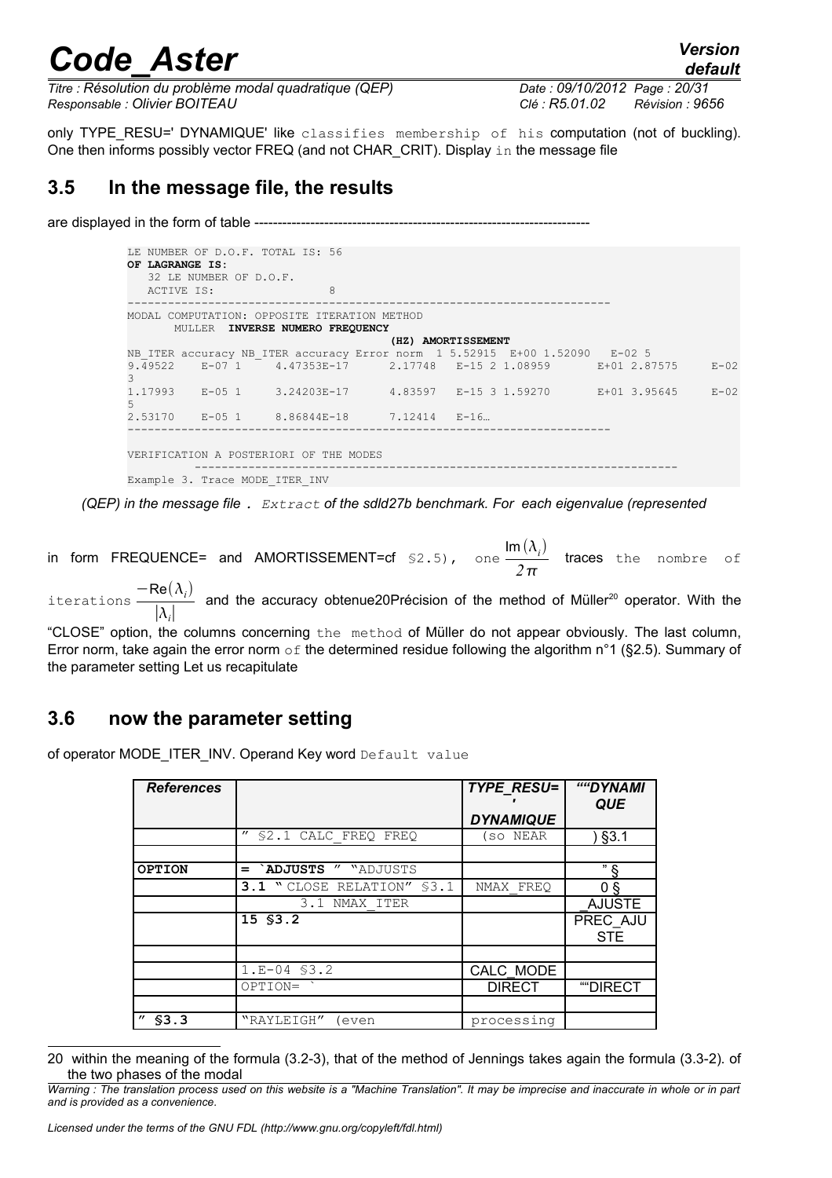only TYPE_RESU=' DYNAMIQUE' like classifies membership of his computation (not of buckling). One then informs possibly vector FREQ (and not CHAR_CRIT). Display in the message file

## 3.5 In the message file, the results

are displayed in the form of table ------------------------------------------------------------------------

```
LE NUMBER OF D.O.F. TOTAL IS: 56
OF LAGRANGE IS:
   32 LE NUMBER OF D.O.F.
   ACTIVE IS:                8
------------------------------------------------------------------------
MODAL COMPUTATION: OPPOSITE ITERATION METHOD
       MULLER  INVERSE NUMERO FREQUENCY
                                          (HZ) AMORTISSEMENT
NB_ITER accuracy NB_ITER accuracy Error norm  1 5.52915  E+00 1.52090   E-02 5
9.49522    E-07 1     4.47353E-17      2.17748   E-15 2 1.08959       E+01 2.87575     E-02
3
1.17993    E-05 1     3.24203E-17      4.83597   E-15 3 1.59270       E+01 3.95645     E-02
5
2.53170    E-05 1     8.86844E-18      7.12414   E-16…
------------------------------------------------------------------------

VERIFICATION A POSTERIORI OF THE MODES
         ------------------------------------------------------------------------
Example 3. Trace MODE_ITER_INV
```

*(QEP) in the message file . Extract of the sdld27b benchmark. For each eigenvalue (represented*

in form FREQUENCE= and AMORTISSEMENT=cf §2.5), one $\frac{\mathrm{Im}(\lambda_i)}{2\pi}$ traces the nombre of iterations $\frac{-\mathrm{Re}(\lambda_i)}{|\lambda_i|}$ and the accuracy obtenue20Précision of the method of Müller[20] operator. With the "CLOSE" option, the columns concerning the method of Müller do not appear obviously. The last column, Error norm, take again the error norm of the determined residue following the algorithm n°1 (§2.5). Summary of the parameter setting Let us recapitulate

## 3.6 now the parameter setting

of operator MODE_ITER_INV. Operand Key word Default value

| *References* | | *TYPE_RESU=' DYNAMIQUE* | *""DYNAMIQUE* |
|---|---|---|---|
| | " §2.1 CALC_FREQ FREQ | (so NEAR | ) §3.1 |
| | | | |
| **OPTION** | = **`ADJUSTS** " "ADJUSTS | | " § |
| | **3.1** " CLOSE RELATION" §3.1 | NMAX_FREQ | 0 § |
| | 3.1 NMAX_ITER | | _AJUSTE |
| | **15 §3.2** | | PREC_AJUSTE |
| | | | |
| | 1.E-04 §3.2 | CALC_MODE | |
| | OPTION= ` | DIRECT | ""DIRECT |
| | | | |
| " **§3.3** | "RAYLEIGH" (even | processing | |

20 within the meaning of the formula (3.2-3), that of the method of Jennings takes again the formula (3.3-2). of the two phases of the modal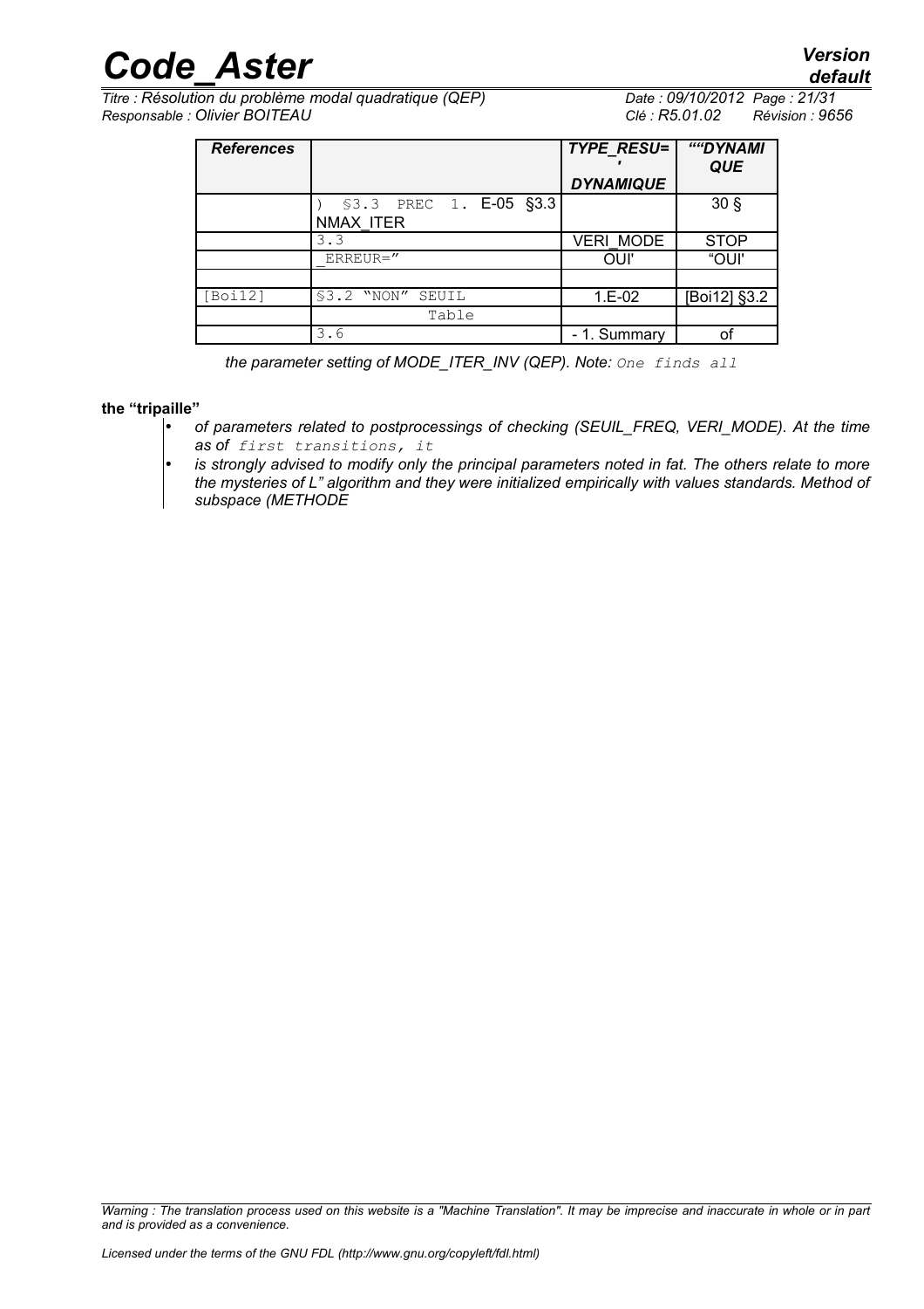| *References* | | *TYPE_RESU=' DYNAMIQUE* | *""DYNAMIQUE* |
|---|---|---|---|
| | ) §3.3 PREC 1. E-05 §3.3 NMAX_ITER | | 30 § |
| | 3.3 | VERI_MODE | STOP |
| | _ERREUR=" | OUI' | "OUI' |
| | | | |
| [Boi12] | §3.2 "NON" SEUIL | 1.E-02 | [Boi12] §3.2 |
| | Table | | |
| | 3.6 | - 1. Summary | of |

*the parameter setting of MODE_ITER_INV (QEP). Note:* One finds all

**the "tripaille"**

- *of parameters related to postprocessings of checking (SEUIL_FREQ, VERI_MODE). At the time as of* first transitions, it
- *is strongly advised to modify only the principal parameters noted in fat. The others relate to more the mysteries of L" algorithm and they were initialized empirically with values standards. Method of subspace (METHODE*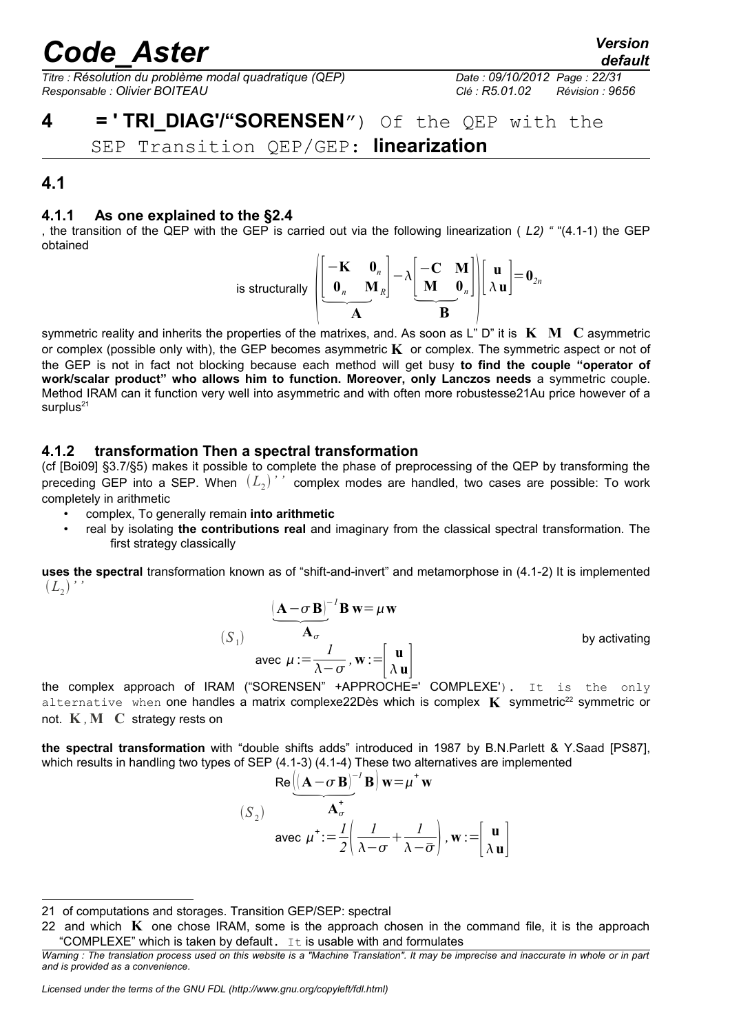# 4 = ' TRI_DIAG'/“SORENSEN”) Of the QEP with the SEP Transition QEP/GEP: **linearization**

## 4.1

### 4.1.1 As one explained to the §2.4

, the transition of the QEP with the GEP is carried out via the following linearization ( *L2)* “ “(4.1-1) the GEP obtained

$$\text{is structurally}\quad \left(\underbrace{\begin{bmatrix}-\mathbf{K} & \mathbf{0}_n\\ \mathbf{0}_n & \mathbf{M}_R\end{bmatrix}}_{\mathbf{A}}-\lambda\underbrace{\begin{bmatrix}-\mathbf{C} & \mathbf{M}\\ \mathbf{M} & \mathbf{0}_n\end{bmatrix}}_{\mathbf{B}}\right)\begin{bmatrix}\mathbf{u}\\ \lambda\,\mathbf{u}\end{bmatrix}=\mathbf{0}_{2n}$$

symmetric reality and inherits the properties of the matrixes, and. As soon as L” D” it is $\mathbf{K}$ $\mathbf{M}$ $\mathbf{C}$ asymmetric or complex (possible only with), the GEP becomes asymmetric $\mathbf{K}$ or complex. The symmetric aspect or not of the GEP is not in fact not blocking because each method will get busy **to find the couple “operator of work/scalar product” who allows him to function. Moreover, only Lanczos needs** a symmetric couple. Method IRAM can it function very well into asymmetric and with often more robustesse21Au price however of a surplus[21]

### 4.1.2 transformation Then a spectral transformation

(cf [Boi09] §3.7/§5) makes it possible to complete the phase of preprocessing of the QEP by transforming the preceding GEP into a SEP. When $(L_2)''$ complex modes are handled, two cases are possible: To work completely in arithmetic

- complex, To generally remain **into arithmetic**
- real by isolating **the contributions real** and imaginary from the classical spectral transformation. The first strategy classically

**uses the spectral** transformation known as of “shift-and-invert” and metamorphose in (4.1-2) It is implemented $(L_2)''$

$$(S_1)\qquad \begin{aligned}&\underbrace{(\mathbf{A}-\sigma\,\mathbf{B})^{-1}\mathbf{B}}_{\mathbf{A}_\sigma}\,\mathbf{w}=\mu\,\mathbf{w}\\ &\text{avec }\mu:=\frac{1}{\lambda-\sigma},\ \mathbf{w}:=\begin{bmatrix}\mathbf{u}\\ \lambda\,\mathbf{u}\end{bmatrix}\end{aligned}$$

by activating

the complex approach of IRAM (“SORENSEN” +APPROCHE=' COMPLEXE'). It is the only alternative when one handles a matrix complexe22Dès which is complex $\mathbf{K}$ symmetric[22] symmetric or not. $\mathbf{K}$, $\mathbf{M}$ $\mathbf{C}$ strategy rests on

**the spectral transformation** with “double shifts adds” introduced in 1987 by B.N.Parlett & Y.Saad [PS87], which results in handling two types of SEP (4.1-3) (4.1-4) These two alternatives are implemented

$$(S_2)\qquad \begin{aligned}&\text{Re}\underbrace{\left((\mathbf{A}-\sigma\,\mathbf{B})^{-1}\mathbf{B}\right)}_{\mathbf{A}_\sigma^+}\mathbf{w}=\mu^+\,\mathbf{w}\\ &\text{avec }\mu^+:=\frac{1}{2}\left(\frac{1}{\lambda-\sigma}+\frac{1}{\lambda-\bar{\sigma}}\right),\ \mathbf{w}:=\begin{bmatrix}\mathbf{u}\\ \lambda\,\mathbf{u}\end{bmatrix}\end{aligned}$$

---

21 of computations and storages. Transition GEP/SEP: spectral

22 and which $\mathbf{K}$ one chose IRAM, some is the approach chosen in the command file, it is the approach “COMPLEXE” which is taken by default. It is usable with and formulates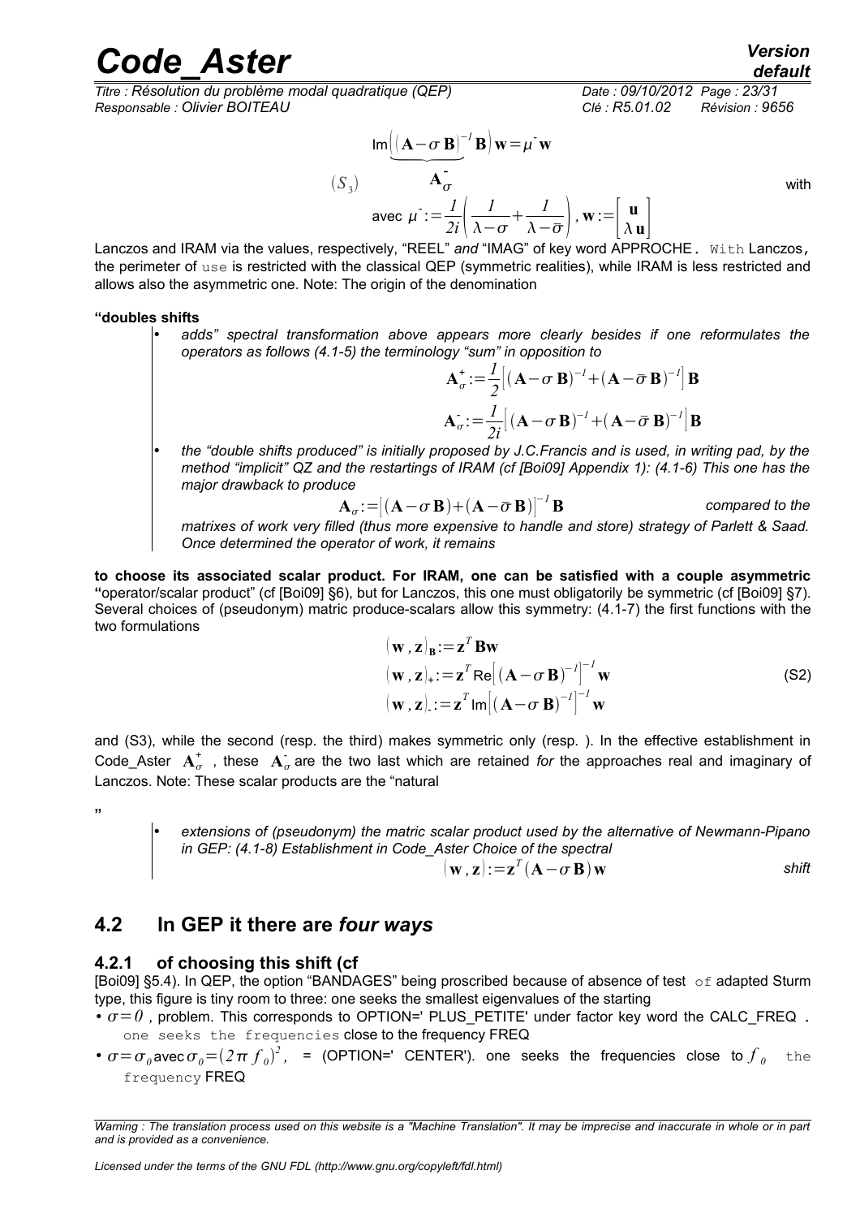$$\text{Im}\Big(\underbrace{(\mathbf{A}-\sigma\,\mathbf{B})^{-1}\,\mathbf{B}}_{\mathbf{A}_\sigma^-}\Big)\,\mathbf{w}=\mu^-\mathbf{w}$$

$$(S_3)\qquad \text{avec } \mu^-:=\frac{1}{2i}\left(\frac{1}{\lambda-\sigma}+\frac{1}{\lambda-\bar{\sigma}}\right),\ \mathbf{w}:=\begin{bmatrix}\mathbf{u}\\ \lambda\,\mathbf{u}\end{bmatrix}$$

with

Lanczos and IRAM via the values, respectively, "REEL" *and* "IMAG" of key word APPROCHE. With Lanczos, the perimeter of use is restricted with the classical QEP (symmetric realities), while IRAM is less restricted and allows also the asymmetric one. Note: The origin of the denomination

**"doubles shifts**

- *adds" spectral transformation above appears more clearly besides if one reformulates the operators as follows (4.1-5) the terminology "sum" in opposition to*

$$\mathbf{A}_\sigma^+:=\frac{1}{2}\left[(\mathbf{A}-\sigma\,\mathbf{B})^{-1}+(\mathbf{A}-\bar{\sigma}\,\mathbf{B})^{-1}\right]\mathbf{B}$$

$$\mathbf{A}_\sigma^-:=\frac{1}{2i}\left[(\mathbf{A}-\sigma\,\mathbf{B})^{-1}+(\mathbf{A}-\bar{\sigma}\,\mathbf{B})^{-1}\right]\mathbf{B}$$

- *the "double shifts produced" is initially proposed by J.C.Francis and is used, in writing pad, by the method "implicit" QZ and the restartings of IRAM (cf [Boi09] Appendix 1): (4.1-6) This one has the major drawback to produce*

$$\mathbf{A}_\sigma:=\left[(\mathbf{A}-\sigma\,\mathbf{B})+(\mathbf{A}-\bar{\sigma}\,\mathbf{B})\right]^{-1}\mathbf{B}$$

*compared to the matrixes of work very filled (thus more expensive to handle and store) strategy of Parlett & Saad. Once determined the operator of work, it remains*

**to choose its associated scalar product. For IRAM, one can be satisfied with a couple asymmetric "**operator/scalar product" (cf [Boi09] §6), but for Lanczos, this one must obligatorily be symmetric (cf [Boi09] §7). Several choices of (pseudonym) matric produce-scalars allow this symmetry: (4.1-7) the first functions with the two formulations

$$\begin{aligned}
(\mathbf{w},\mathbf{z})_\mathbf{B}&:=\mathbf{z}^T\mathbf{B}\mathbf{w}\\
(\mathbf{w},\mathbf{z})_+&:=\mathbf{z}^T\,\text{Re}\left[(\mathbf{A}-\sigma\,\mathbf{B})^{-1}\right]^{-1}\mathbf{w}\\
(\mathbf{w},\mathbf{z})_-&:=\mathbf{z}^T\,\text{Im}\left[(\mathbf{A}-\sigma\,\mathbf{B})^{-1}\right]^{-1}\mathbf{w}
\end{aligned}\qquad \text{(S2)}$$

and (S3), while the second (resp. the third) makes symmetric only (resp. ). In the effective establishment in Code_Aster $\mathbf{A}_\sigma^+$ , these $\mathbf{A}_\sigma^-$ are the two last which are retained *for* the approaches real and imaginary of Lanczos. Note: These scalar products are the "natural

"

- *extensions of (pseudonym) the matric scalar product used by the alternative of Newmann-Pipano in GEP: (4.1-8) Establishment in Code_Aster Choice of the spectral*

$$(\mathbf{w},\mathbf{z}):=\mathbf{z}^T(\mathbf{A}-\sigma\,\mathbf{B})\,\mathbf{w}$$

*shift*

## 4.2 In GEP it there are *four ways*

### 4.2.1 of choosing this shift (cf

[Boi09] §5.4). In QEP, the option "BANDAGES" being proscribed because of absence of test of adapted Sturm type, this figure is tiny room to three: one seeks the smallest eigenvalues of the starting

- $\sigma=0$ , problem. This corresponds to OPTION=' PLUS_PETITE' under factor key word the CALC_FREQ . one seeks the frequencies close to the frequency FREQ
- $\sigma=\sigma_0$ avec $\sigma_0=(2\pi f_0)^2$ , = (OPTION=' CENTER'). one seeks the frequencies close to $f_0$ the frequency FREQ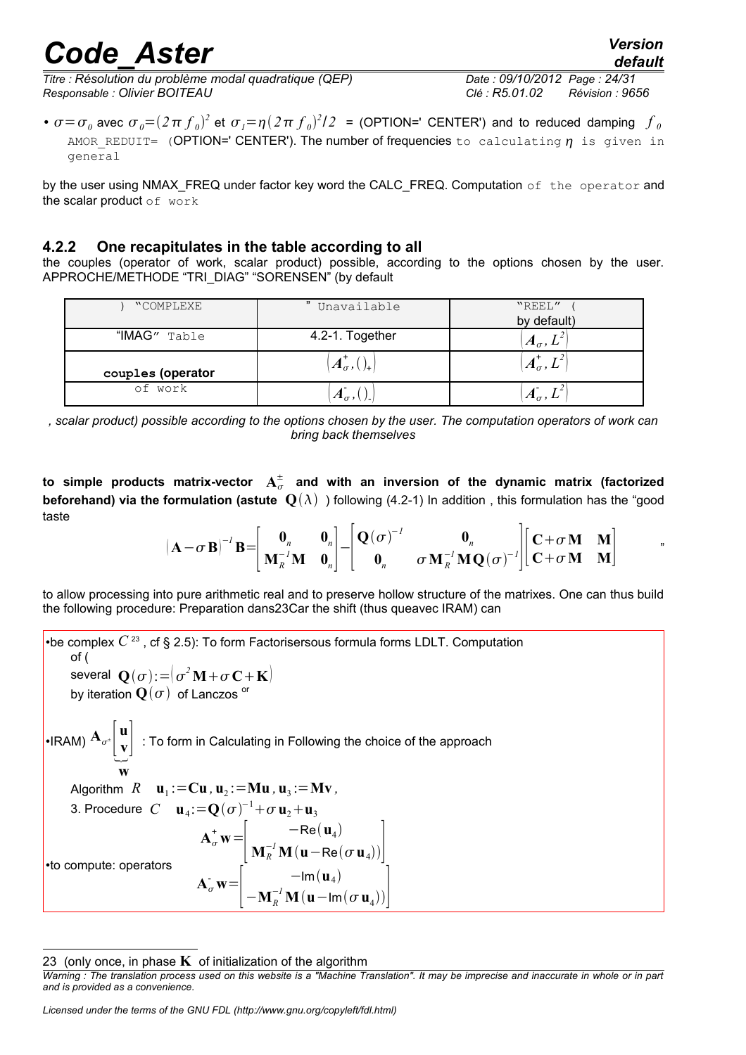• $\sigma=\sigma_0$ avec $\sigma_0=(2\pi f_0)^2$ et $\sigma_1=\eta(2\pi f_0)^2/2$ = (OPTION=' CENTER') and to reduced damping $f_0$ AMOR_REDUIT= (OPTION=' CENTER'). The number of frequencies to calculating $\eta$ is given in general

by the user using NMAX_FREQ under factor key word the CALC_FREQ. Computation of the operator and the scalar product of work

### 4.2.2 One recapitulates in the table according to all

the couples (operator of work, scalar product) possible, according to the options chosen by the user. APPROCHE/METHODE "TRI_DIAG" "SORENSEN" (by default

| ) "COMPLEXE | " Unavailable | "REEL" ( by default) |
|---|---|---|
| "IMAG" Table | 4.2-1. Together | $(A_\sigma, L^2)$ |
| couples (operator | $(A_\sigma^+, ()_+)$ | $(A_\sigma^+, L^2)$ |
| of work | $(A_\sigma^-, ()_-)$ | $(A_\sigma^-, L^2)$ |

*, scalar product) possible according to the options chosen by the user. The computation operators of work can bring back themselves*

**to simple products matrix-vector $\mathbf{A}_\sigma^\pm$ and with an inversion of the dynamic matrix (factorized beforehand) via the formulation (astute $\mathbf{Q}(\lambda)$ ) following (4.2-1) In addition , this formulation has the "good taste**

$$(\mathbf{A}-\sigma\mathbf{B})^{-1}\mathbf{B}=\begin{bmatrix}\mathbf{0}_n & \mathbf{0}_n\\ \mathbf{M}_R^{-1}\mathbf{M} & \mathbf{0}_n\end{bmatrix}-\begin{bmatrix}\mathbf{Q}(\sigma)^{-1} & \mathbf{0}_n\\ \mathbf{0}_n & \sigma\mathbf{M}_R^{-1}\mathbf{M}\mathbf{Q}(\sigma)^{-1}\end{bmatrix}\begin{bmatrix}\mathbf{C}+\sigma\mathbf{M} & \mathbf{M}\\ \mathbf{C}+\sigma\mathbf{M} & \mathbf{M}\end{bmatrix} \quad "$$

to allow processing into pure arithmetic real and to preserve hollow structure of the matrixes. One can thus build the following procedure: Preparation dans23Car the shift (thus queavec IRAM) can

•be complex $C^{23}$ , cf § 2.5): To form Factorisersous formula forms LDLT. Computation of (

several $\mathbf{Q}(\sigma):=(\sigma^2\mathbf{M}+\sigma\mathbf{C}+\mathbf{K})$

by iteration $\mathbf{Q}(\sigma)$ of Lanczos or

•IRAM) $\mathbf{A}_{\sigma^\pm}\underbrace{\begin{bmatrix}\mathbf{u}\\ \mathbf{v}\end{bmatrix}}_{\mathbf{w}}$ : To form in Calculating in Following the choice of the approach

Algorithm $R$ $\quad \mathbf{u}_1:=\mathbf{C}\mathbf{u}\,,\mathbf{u}_2:=\mathbf{M}\mathbf{u}\,,\mathbf{u}_3:=\mathbf{M}\mathbf{v}\,,$

3. Procedure $C$ $\quad \mathbf{u}_4:=\mathbf{Q}(\sigma)^{-1}+\sigma\,\mathbf{u}_2+\mathbf{u}_3$

$$\mathbf{A}_\sigma^+\mathbf{w}=\begin{bmatrix}-\mathrm{Re}(\mathbf{u}_4)\\ \mathbf{M}_R^{-1}\mathbf{M}(\mathbf{u}-\mathrm{Re}(\sigma\,\mathbf{u}_4))\end{bmatrix}$$

•to compute: operators

$$\mathbf{A}_\sigma^-\mathbf{w}=\begin{bmatrix}-\mathrm{Im}(\mathbf{u}_4)\\ -\mathbf{M}_R^{-1}\mathbf{M}(\mathbf{u}-\mathrm{Im}(\sigma\,\mathbf{u}_4))\end{bmatrix}$$

---

23 (only once, in phase $\mathbf{K}$ of initialization of the algorithm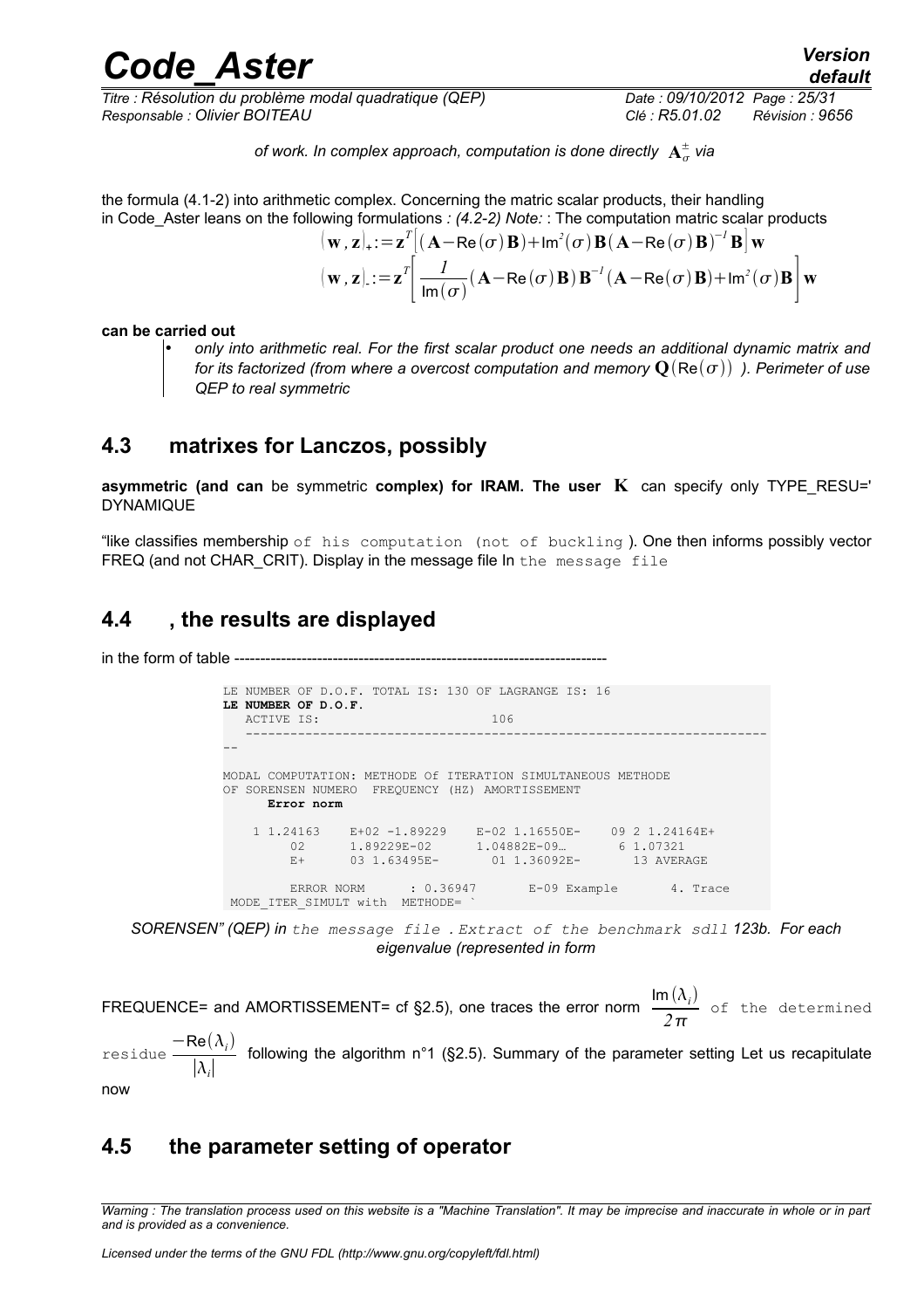*of work. In complex approach, computation is done directly* $\mathbf{A}_{\sigma}^{\pm}$ *via*

the formula (4.1-2) into arithmetic complex. Concerning the matric scalar products, their handling in Code_Aster leans on the following formulations *: (4.2-2) Note:* : The computation matric scalar products

$$(\mathbf{w},\mathbf{z})_{+}:=\mathbf{z}^{T}\left[(\mathbf{A}-\mathrm{Re}(\sigma)\mathbf{B})+\mathrm{Im}^{2}(\sigma)\mathbf{B}(\mathbf{A}-\mathrm{Re}(\sigma)\mathbf{B})^{-1}\mathbf{B}\right]\mathbf{w}$$

$$(\mathbf{w},\mathbf{z})_{-}:=\mathbf{z}^{T}\left[\frac{1}{\mathrm{Im}(\sigma)}(\mathbf{A}-\mathrm{Re}(\sigma)\mathbf{B})\mathbf{B}^{-1}(\mathbf{A}-\mathrm{Re}(\sigma)\mathbf{B})+\mathrm{Im}^{2}(\sigma)\mathbf{B}\right]\mathbf{w}$$

**can be carried out**

- *only into arithmetic real. For the first scalar product one needs an additional dynamic matrix and for its factorized (from where a overcost computation and memory* $\mathbf{Q}(\mathrm{Re}(\sigma))$ *). Perimeter of use QEP to real symmetric*

## 4.3 matrixes for Lanczos, possibly

**asymmetric (and can** be symmetric **complex) for IRAM. The user** $\mathbf{K}$ can specify only TYPE_RESU=' DYNAMIQUE

"like classifies membership of his computation (not of buckling ). One then informs possibly vector FREQ (and not CHAR_CRIT). Display in the message file In the message file

## 4.4 , the results are displayed

in the form of table ------------------------------------------------------------------------

```
LE NUMBER OF D.O.F. TOTAL IS: 130 OF LAGRANGE IS: 16
LE NUMBER OF D.O.F.
   ACTIVE IS:                          106
   ----------------------------------------------------------------------
--

MODAL COMPUTATION: METHODE Of ITERATION SIMULTANEOUS METHODE
OF SORENSEN NUMERO  FREQUENCY (HZ) AMORTISSEMENT
      Error norm

    1 1.24163    E+02 -1.89229    E-02 1.16550E-    09 2 1.24164E+
         02      1.89229E-02      1.04882E-09…       6 1.07321
         E+      03 1.63495E-       01 1.36092E-       13 AVERAGE

         ERROR NORM      : 0.36947       E-09 Example       4. Trace
 MODE_ITER_SIMULT with  METHODE= `
```

*SORENSEN" (QEP) in the message file . Extract of the benchmark sdll 123b. For each eigenvalue (represented in form*

FREQUENCE= and AMORTISSEMENT= cf §2.5), one traces the error norm $\frac{\mathrm{Im}(\lambda_i)}{2\pi}$ of the determined residue $\frac{-\mathrm{Re}(\lambda_i)}{|\lambda_i|}$ following the algorithm n°1 (§2.5). Summary of the parameter setting Let us recapitulate now

## 4.5 the parameter setting of operator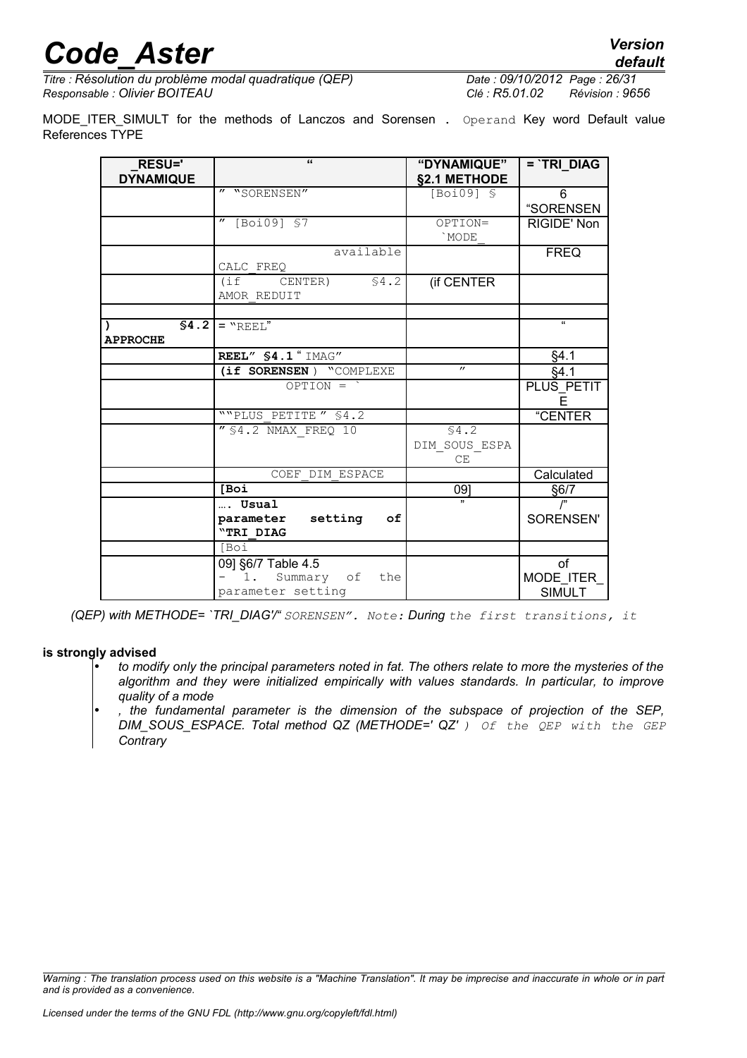MODE_ITER_SIMULT for the methods of Lanczos and Sorensen . Operand Key word Default value References TYPE

| _RESU=' DYNAMIQUE | " | "DYNAMIQUE" §2.1 METHODE | = `TRI_DIAG |
|---|---|---|---|
| | " "SORENSEN" | [Boi09] § | 6 "SORENSEN |
| | " [Boi09] §7 | OPTION= `MODE_ | RIGIDE' Non |
| | available CALC_FREQ | | FREQ |
| | (if CENTER) §4.2 AMOR_REDUIT | (if CENTER | |
| | | | |
| ) §4.2 **APPROCHE** | = "REEL" | | " |
| | **REEL" §4.1** " IMAG" | | §4.1 |
| | **(if SORENSEN** ) "COMPLEXE | " | §4.1 |
| | OPTION = ` | | PLUS_PETITE |
| | ""PLUS_PETITE " §4.2 | | "CENTER |
| | " §4.2 NMAX_FREQ 10 | §4.2 DIM_SOUS_ESPACE | |
| | COEF_DIM_ESPACE | | Calculated |
| | **[Boi** | 09] | §6/7 |
| | **…. Usual parameter setting of "TRI_DIAG** | " | /" SORENSEN' |
| | [Boi | | |
| | 09] §6/7 Table 4.5 - 1. Summary of the parameter setting | | of MODE_ITER_SIMULT |

*(QEP) with METHODE= `TRI_DIAG'/" SORENSEN". Note: During the first transitions, it*

**is strongly advised**

- *to modify only the principal parameters noted in fat. The others relate to more the mysteries of the algorithm and they were initialized empirically with values standards. In particular, to improve quality of a mode*
- *, the fundamental parameter is the dimension of the subspace of projection of the SEP, DIM_SOUS_ESPACE. Total method QZ (METHODE=' QZ' ) Of the QEP with the GEP Contrary*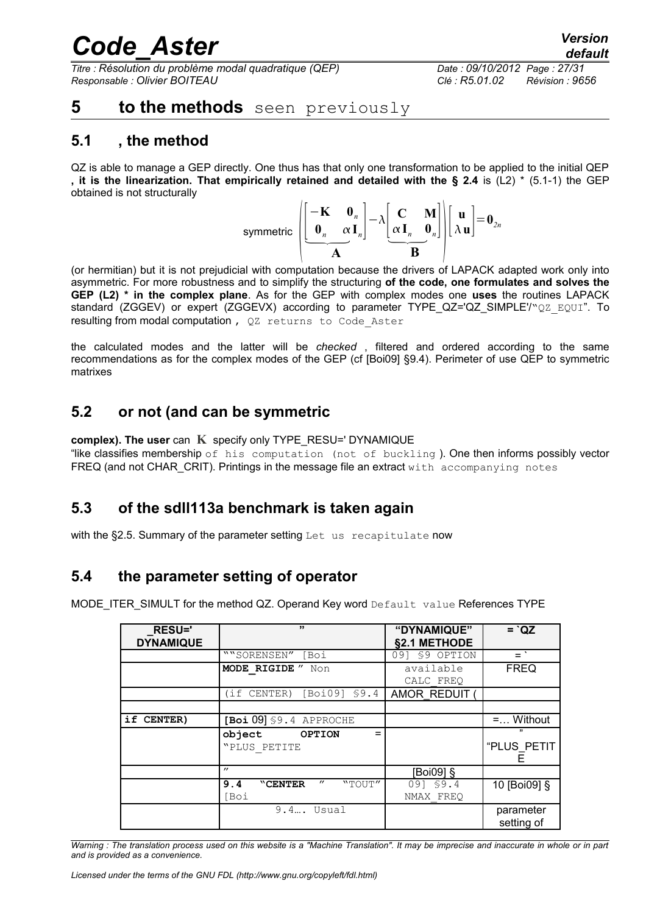## 5 to the methods seen previously

### 5.1 , the method

QZ is able to manage a GEP directly. One thus has that only one transformation to be applied to the initial QEP **, it is the linearization. That empirically retained and detailed with the § 2.4** is (L2) * (5.1-1) the GEP obtained is not structurally

$$\text{symmetric}\quad \left(\underbrace{\begin{bmatrix}-\mathbf{K} & \mathbf{0}_n\\ \mathbf{0}_n & \alpha\,\mathbf{I}_n\end{bmatrix}}_{\mathbf{A}}-\lambda\underbrace{\begin{bmatrix}\mathbf{C} & \mathbf{M}\\ \alpha\,\mathbf{I}_n & \mathbf{0}_n\end{bmatrix}}_{\mathbf{B}}\right)\begin{bmatrix}\mathbf{u}\\ \lambda\,\mathbf{u}\end{bmatrix}=\mathbf{0}_{2n}$$

(or hermitian) but it is not prejudicial with computation because the drivers of LAPACK adapted work only into asymmetric. For more robustness and to simplify the structuring **of the code, one formulates and solves the GEP (L2) * in the complex plane**. As for the GEP with complex modes one **uses** the routines LAPACK standard (ZGGEV) or expert (ZGGEVX) according to parameter TYPE_QZ='QZ_SIMPLE'/"QZ_EQUI". To resulting from modal computation , QZ returns to Code_Aster

the calculated modes and the latter will be *checked* , filtered and ordered according to the same recommendations as for the complex modes of the GEP (cf [Boi09] §9.4). Perimeter of use QEP to symmetric matrixes

### 5.2 or not (and can be symmetric

**complex). The user** can $\mathbf{K}$ specify only TYPE_RESU=' DYNAMIQUE

"like classifies membership of his computation (not of buckling ). One then informs possibly vector FREQ (and not CHAR_CRIT). Printings in the message file an extract with accompanying notes

### 5.3 of the sdll113a benchmark is taken again

with the §2.5. Summary of the parameter setting Let us recapitulate now

### 5.4 the parameter setting of operator

MODE_ITER_SIMULT for the method QZ. Operand Key word Default value References TYPE

| _RESU=' DYNAMIQUE | " | "DYNAMIQUE" §2.1 METHODE | = `QZ |
|---|---|---|---|
| | ""SORENSEN" [Boi | 09] §9 OPTION | = ` |
| | **MODE_RIGIDE** " Non | available CALC_FREQ | FREQ |
| | (if CENTER) [Boi09] §9.4 | AMOR_REDUIT ( | |
| | | | |
| **if CENTER)** | **[Boi** 09] §9.4 APPROCHE | | =… Without |
| | **object OPTION** = "PLUS_PETITE | | " "PLUS_PETITE |
| | " | [Boi09] § | |
| | **9.4 "CENTER** " "TOUT" [Boi | 09] §9.4 NMAX_FREQ | 10 [Boi09] § |
| | 9.4…. Usual | | parameter setting of |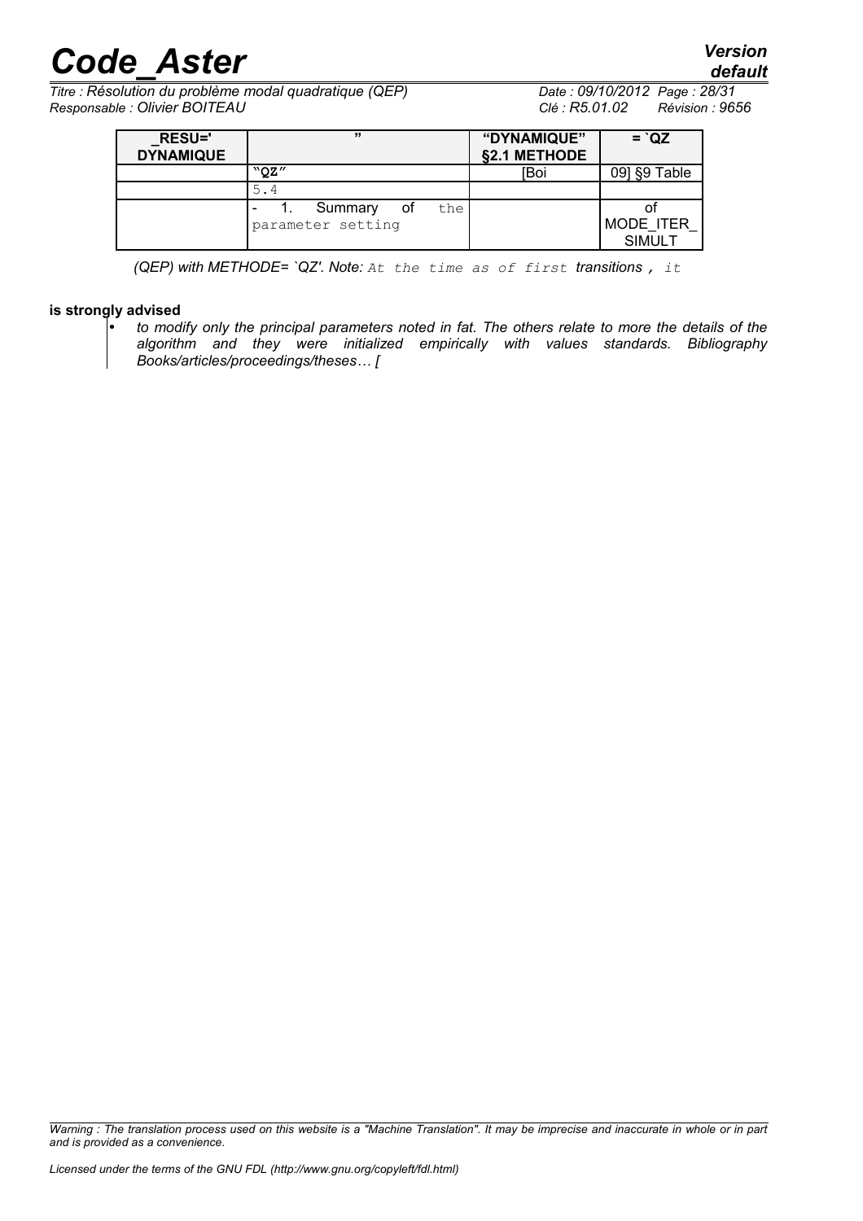| _RESU=' DYNAMIQUE | " | "DYNAMIQUE" §2.1 METHODE | = `QZ |
|---|---|---|---|
| | "QZ" | [Boi | 09] §9 Table |
| | 5.4 | | |
| | - 1. Summary of the parameter setting | | of MODE_ITER_SIMULT |

*(QEP) with METHODE= `QZ'. Note:* *At the time as of first* ***transitions ,*** *it*

**is strongly advised**

- *to modify only the principal parameters noted in fat. The others relate to more the details of the algorithm and they were initialized empirically with values standards. Bibliography Books/articles/proceedings/theses… [*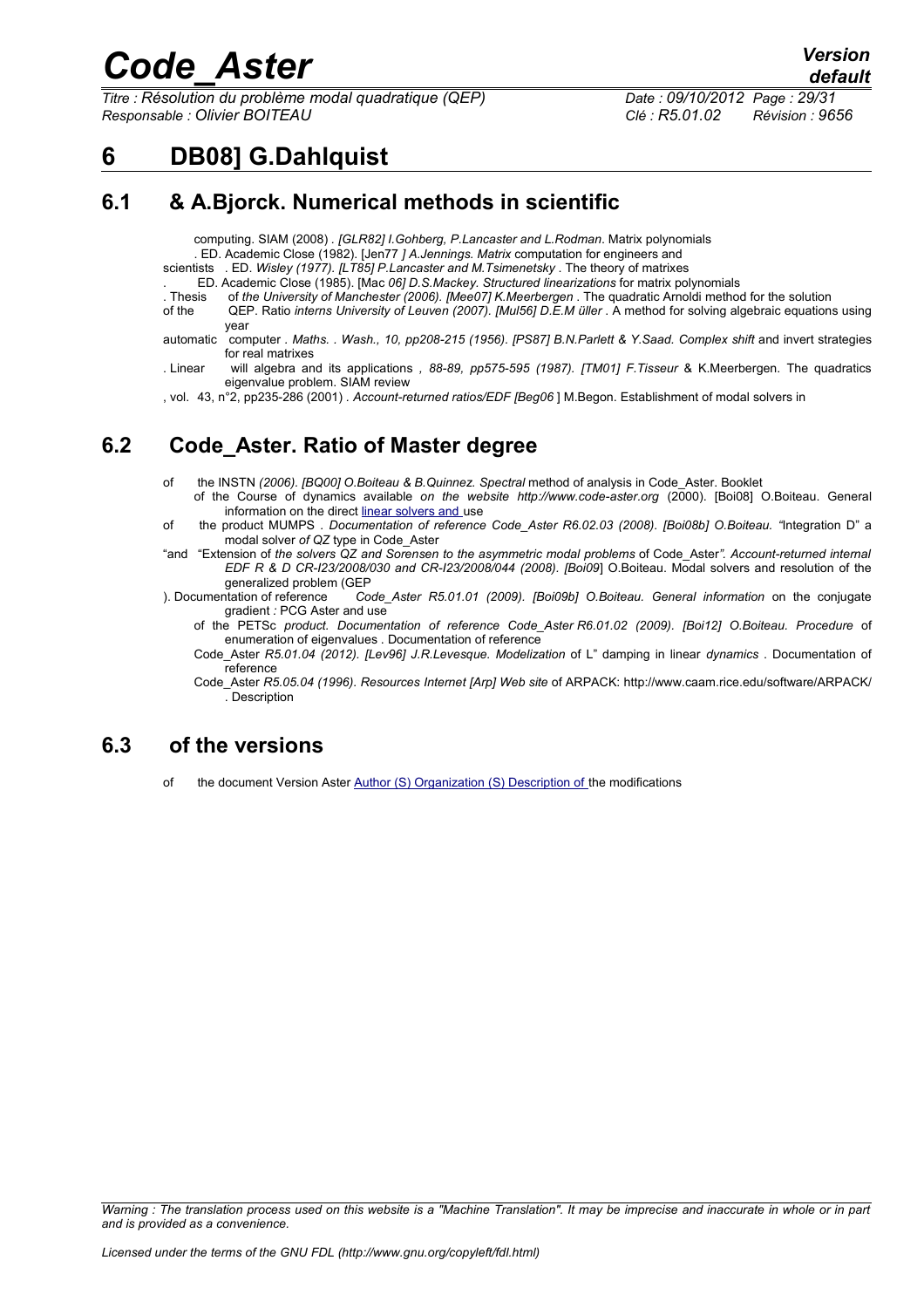# 6 DB08] G.Dahlquist

## 6.1 & A.Bjorck. Numerical methods in scientific

computing. SIAM (2008) . *[GLR82] I.Gohberg, P.Lancaster and L.Rodman*. Matrix polynomials
. ED. Academic Close (1982). [Jen77 *] A.Jennings. Matrix* computation for engineers and
scientists . ED. *Wisley (1977). [LT85] P.Lancaster and M.Tsimenetsky* . The theory of matrixes
. ED. Academic Close (1985). [Mac *06] D.S.Mackey. Structured linearizations* for matrix polynomials
. Thesis of *the University of Manchester (2006). [Mee07] K.Meerbergen* . The quadratic Arnoldi method for the solution
of the QEP. Ratio *interns University of Leuven (2007). [Mul56] D.E.M üller* . A method for solving algebraic equations using year
automatic computer . *Maths. . Wash., 10, pp208-215 (1956). [PS87] B.N.Parlett & Y.Saad. Complex shift* and invert strategies for real matrixes
. Linear will algebra and its applications *, 88-89, pp575-595 (1987). [TM01] F.Tisseur* & K.Meerbergen. The quadratics eigenvalue problem. SIAM review
, vol. 43, n°2, pp235-286 (2001) . *Account-returned ratios/EDF [Beg06* ] M.Begon. Establishment of modal solvers in

## 6.2 Code_Aster. Ratio of Master degree

of the INSTN *(2006). [BQ00] O.Boiteau & B.Quinnez. Spectral* method of analysis in Code_Aster. Booklet
of the Course of dynamics available *on the website http://www.code-aster.org* (2000). [Boi08] O.Boiteau. General information on the direct linear solvers and use
of the product MUMPS . *Documentation of reference Code_Aster R6.02.03 (2008). [Boi08b] O.Boiteau. "*Integration D" a modal solver *of QZ* type in Code_Aster
"and "Extension of *the solvers QZ and Sorensen to the asymmetric modal problems* of Code_Aster*". Account-returned internal EDF R & D CR-I23/2008/030 and CR-I23/2008/044 (2008). [Boi09*] O.Boiteau. Modal solvers and resolution of the generalized problem (GEP
). Documentation of reference *Code_Aster R5.01.01 (2009). [Boi09b] O.Boiteau. General information* on the conjugate gradient *:* PCG Aster and use
of the PETSc *product. Documentation of reference Code_Aster R6.01.02 (2009). [Boi12] O.Boiteau. Procedure* of enumeration of eigenvalues . Documentation of reference
Code_Aster *R5.01.04 (2012). [Lev96] J.R.Levesque. Modelization* of L" damping in linear *dynamics* . Documentation of reference
Code_Aster *R5.05.04 (1996). Resources Internet [Arp] Web site* of ARPACK: http://www.caam.rice.edu/software/ARPACK/
. Description

## 6.3 of the versions

of the document Version Aster Author (S) Organization (S) Description of the modifications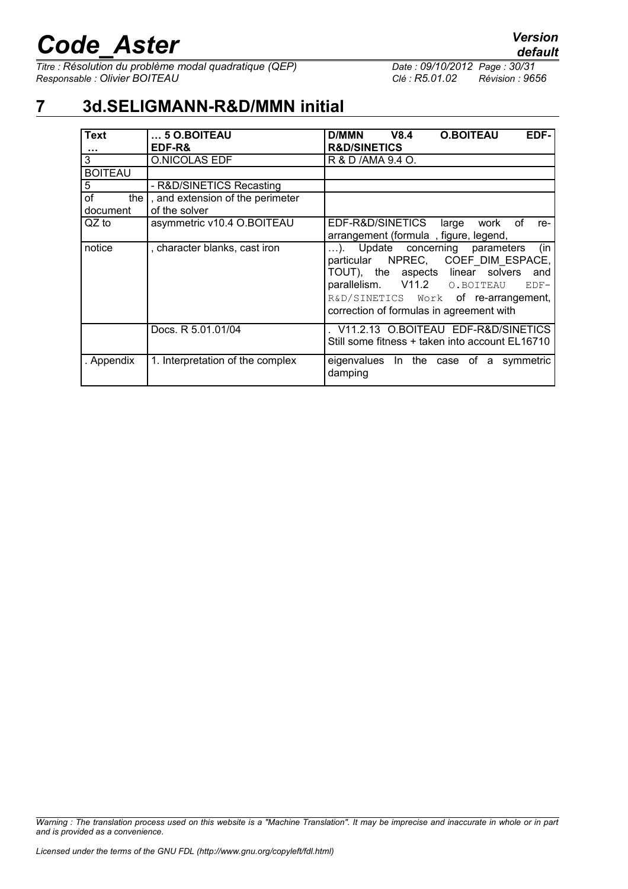# 7 3d.SELIGMANN-R&D/MMN initial

| **Text …** | **… 5 O.BOITEAU EDF-R&** | **D/MMN V8.4 O.BOITEAU EDF-R&D/SINETICS** |
|---|---|---|
| 3 | O.NICOLAS EDF | R & D /AMA 9.4 O. |
| BOITEAU | | |
| 5 | - R&D/SINETICS Recasting | |
| of the document | , and extension of the perimeter of the solver | |
| QZ to | asymmetric v10.4 O.BOITEAU | EDF-R&D/SINETICS large work of re-arrangement (formula , figure, legend, |
| notice | , character blanks, cast iron | …). Update concerning parameters (in particular NPREC, COEF_DIM_ESPACE, TOUT), the aspects linear solvers and parallelism. V11.2 O.BOITEAU EDF-R&D/SINETICS Work of re-arrangement, correction of formulas in agreement with |
| | Docs. R 5.01.01/04 | . V11.2.13 O.BOITEAU EDF-R&D/SINETICS Still some fitness + taken into account EL16710 |
| . Appendix | 1. Interpretation of the complex | eigenvalues In the case of a symmetric damping |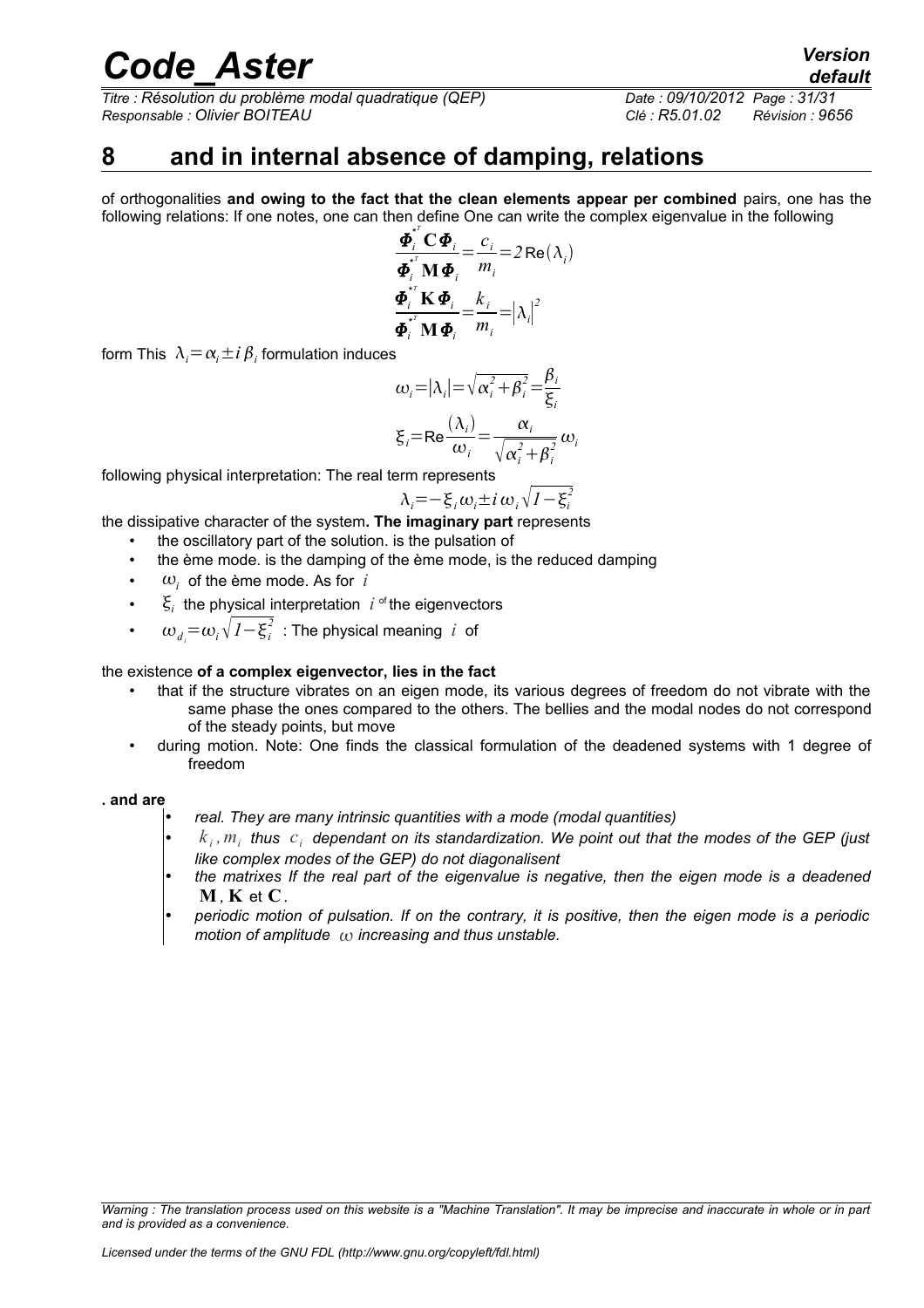# 8 and in internal absence of damping, relations

of orthogonalities **and owing to the fact that the clean elements appear per combined** pairs, one has the following relations: If one notes, one can then define One can write the complex eigenvalue in the following

$$\frac{\boldsymbol{\Phi}_i^{*^T}\mathbf{C}\boldsymbol{\Phi}_i}{\boldsymbol{\Phi}_i^{*^T}\mathbf{M}\boldsymbol{\Phi}_i}=\frac{c_i}{m_i}=2\,\mathrm{Re}(\lambda_i)$$

$$\frac{\boldsymbol{\Phi}_i^{*^T}\mathbf{K}\boldsymbol{\Phi}_i}{\boldsymbol{\Phi}_i^{*^T}\mathbf{M}\boldsymbol{\Phi}_i}=\frac{k_i}{m_i}=|\lambda_i|^2$$

form This $\lambda_i=\alpha_i\pm i\,\beta_i$ formulation induces

$$\omega_i=|\lambda_i|=\sqrt{\alpha_i^2+\beta_i^2}=\frac{\beta_i}{\xi_i}$$

$$\xi_i=\mathrm{Re}\frac{(\lambda_i)}{\omega_i}=\frac{\alpha_i}{\sqrt{\alpha_i^2+\beta_i^2}}\,\omega_i$$

following physical interpretation: The real term represents

$$\lambda_i=-\xi_i\,\omega_i\pm i\,\omega_i\sqrt{1-\xi_i^2}$$

the dissipative character of the system**. The imaginary part** represents

- the oscillatory part of the solution. is the pulsation of
- the ème mode. is the damping of the ème mode, is the reduced damping
- $\omega_i$ of the ème mode. As for $i$
- $\xi_i$ the physical interpretation $i$ of the eigenvectors
- $\omega_{d_i}=\omega_i\sqrt{1-\xi_i^2}$ : The physical meaning $i$ of

the existence **of a complex eigenvector, lies in the fact**

- that if the structure vibrates on an eigen mode, its various degrees of freedom do not vibrate with the same phase the ones compared to the others. The bellies and the modal nodes do not correspond of the steady points, but move
- during motion. Note: One finds the classical formulation of the deadened systems with 1 degree of freedom

**. and are**

- *real. They are many intrinsic quantities with a mode (modal quantities)*
- $k_i, m_i$ *thus* $c_i$ *dependant on its standardization. We point out that the modes of the GEP (just like complex modes of the GEP) do not diagonalisent*
- *the matrixes If the real part of the eigenvalue is negative, then the eigen mode is a deadened* $\mathbf{M}$, $\mathbf{K}$ et $\mathbf{C}$.
- *periodic motion of pulsation. If on the contrary, it is positive, then the eigen mode is a periodic motion of amplitude* $\omega$ *increasing and thus unstable.*